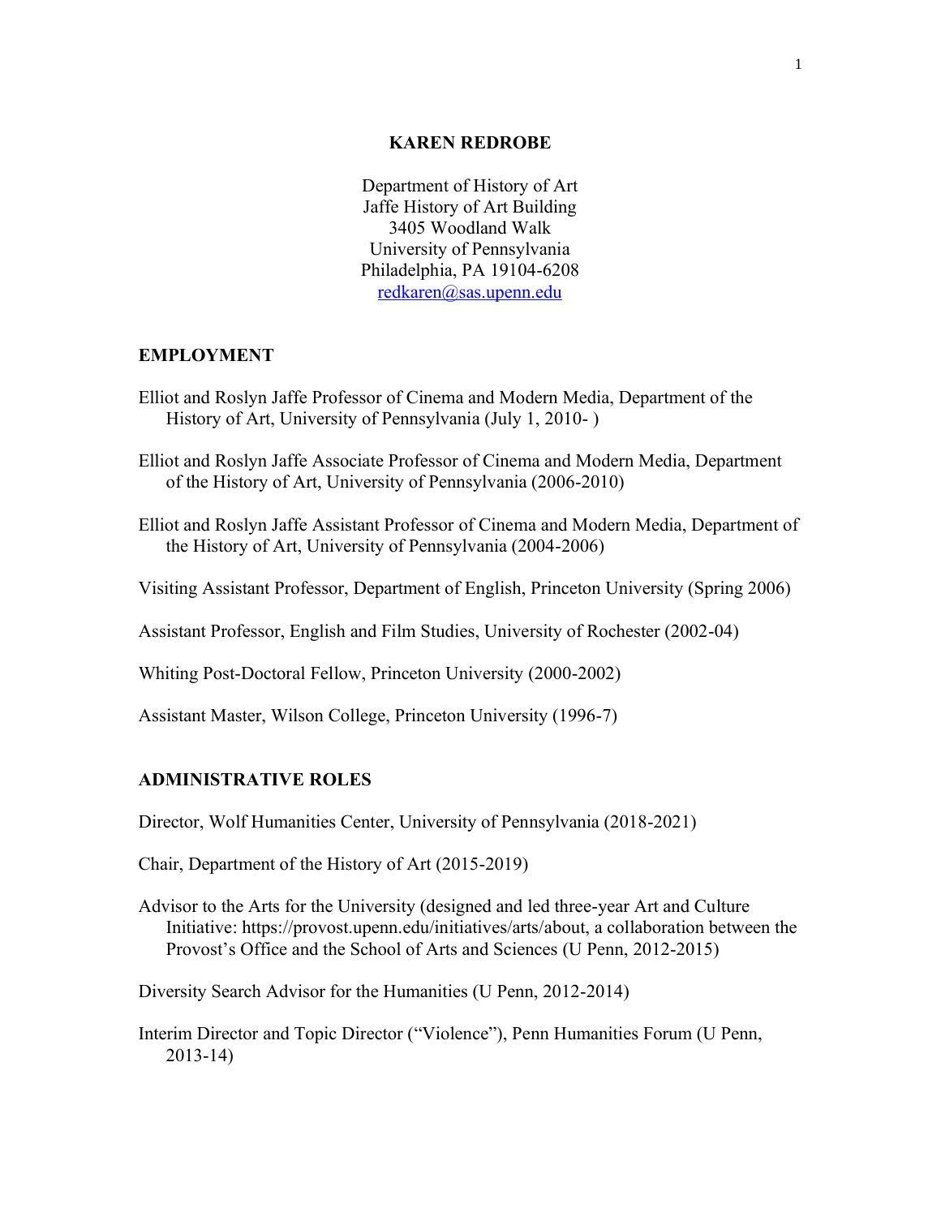# KAREN REDROBE

Department of History of Art
Jaffe History of Art Building
3405 Woodland Walk
University of Pennsylvania
Philadelphia, PA 19104-6208
redkaren@sas.upenn.edu

## EMPLOYMENT

Elliot and Roslyn Jaffe Professor of Cinema and Modern Media, Department of the History of Art, University of Pennsylvania (July 1, 2010- )

Elliot and Roslyn Jaffe Associate Professor of Cinema and Modern Media, Department of the History of Art, University of Pennsylvania (2006-2010)

Elliot and Roslyn Jaffe Assistant Professor of Cinema and Modern Media, Department of the History of Art, University of Pennsylvania (2004-2006)

Visiting Assistant Professor, Department of English, Princeton University (Spring 2006)

Assistant Professor, English and Film Studies, University of Rochester (2002-04)

Whiting Post-Doctoral Fellow, Princeton University (2000-2002)

Assistant Master, Wilson College, Princeton University (1996-7)

## ADMINISTRATIVE ROLES

Director, Wolf Humanities Center, University of Pennsylvania (2018-2021)

Chair, Department of the History of Art (2015-2019)

Advisor to the Arts for the University (designed and led three-year Art and Culture Initiative: https://provost.upenn.edu/initiatives/arts/about, a collaboration between the Provost's Office and the School of Arts and Sciences (U Penn, 2012-2015)

Diversity Search Advisor for the Humanities (U Penn, 2012-2014)

Interim Director and Topic Director ("Violence"), Penn Humanities Forum (U Penn, 2013-14)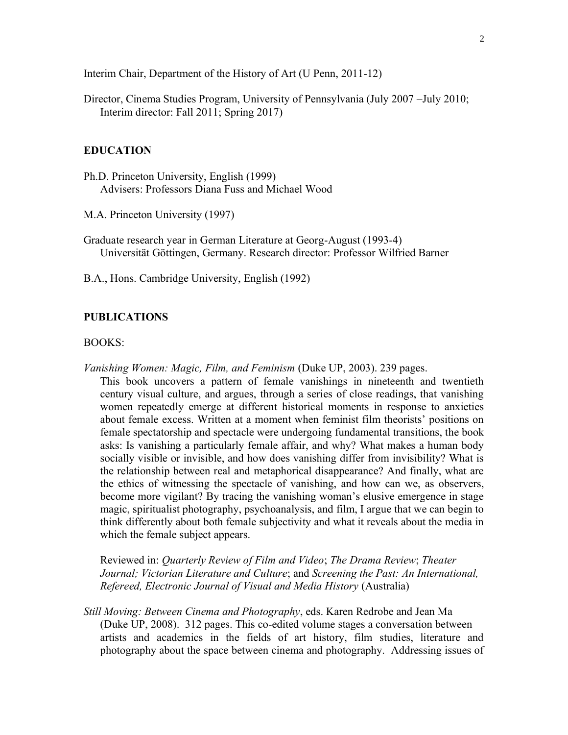Interim Chair, Department of the History of Art (U Penn, 2011-12)

Director, Cinema Studies Program, University of Pennsylvania (July 2007 –July 2010; Interim director: Fall 2011; Spring 2017)

## EDUCATION

Ph.D. Princeton University, English (1999)
Advisers: Professors Diana Fuss and Michael Wood

M.A. Princeton University (1997)

Graduate research year in German Literature at Georg-August (1993-4) Universität Göttingen, Germany. Research director: Professor Wilfried Barner

B.A., Hons. Cambridge University, English (1992)

## PUBLICATIONS

### BOOKS:

*Vanishing Women: Magic, Film, and Feminism* (Duke UP, 2003). 239 pages.
This book uncovers a pattern of female vanishings in nineteenth and twentieth century visual culture, and argues, through a series of close readings, that vanishing women repeatedly emerge at different historical moments in response to anxieties about female excess. Written at a moment when feminist film theorists' positions on female spectatorship and spectacle were undergoing fundamental transitions, the book asks: Is vanishing a particularly female affair, and why? What makes a human body socially visible or invisible, and how does vanishing differ from invisibility? What is the relationship between real and metaphorical disappearance? And finally, what are the ethics of witnessing the spectacle of vanishing, and how can we, as observers, become more vigilant? By tracing the vanishing woman's elusive emergence in stage magic, spiritualist photography, psychoanalysis, and film, I argue that we can begin to think differently about both female subjectivity and what it reveals about the media in which the female subject appears.

Reviewed in: *Quarterly Review of Film and Video*; *The Drama Review*; *Theater Journal; Victorian Literature and Culture*; and *Screening the Past: An International, Refereed, Electronic Journal of Visual and Media History* (Australia)

*Still Moving: Between Cinema and Photography*, eds. Karen Redrobe and Jean Ma (Duke UP, 2008). 312 pages. This co-edited volume stages a conversation between artists and academics in the fields of art history, film studies, literature and photography about the space between cinema and photography. Addressing issues of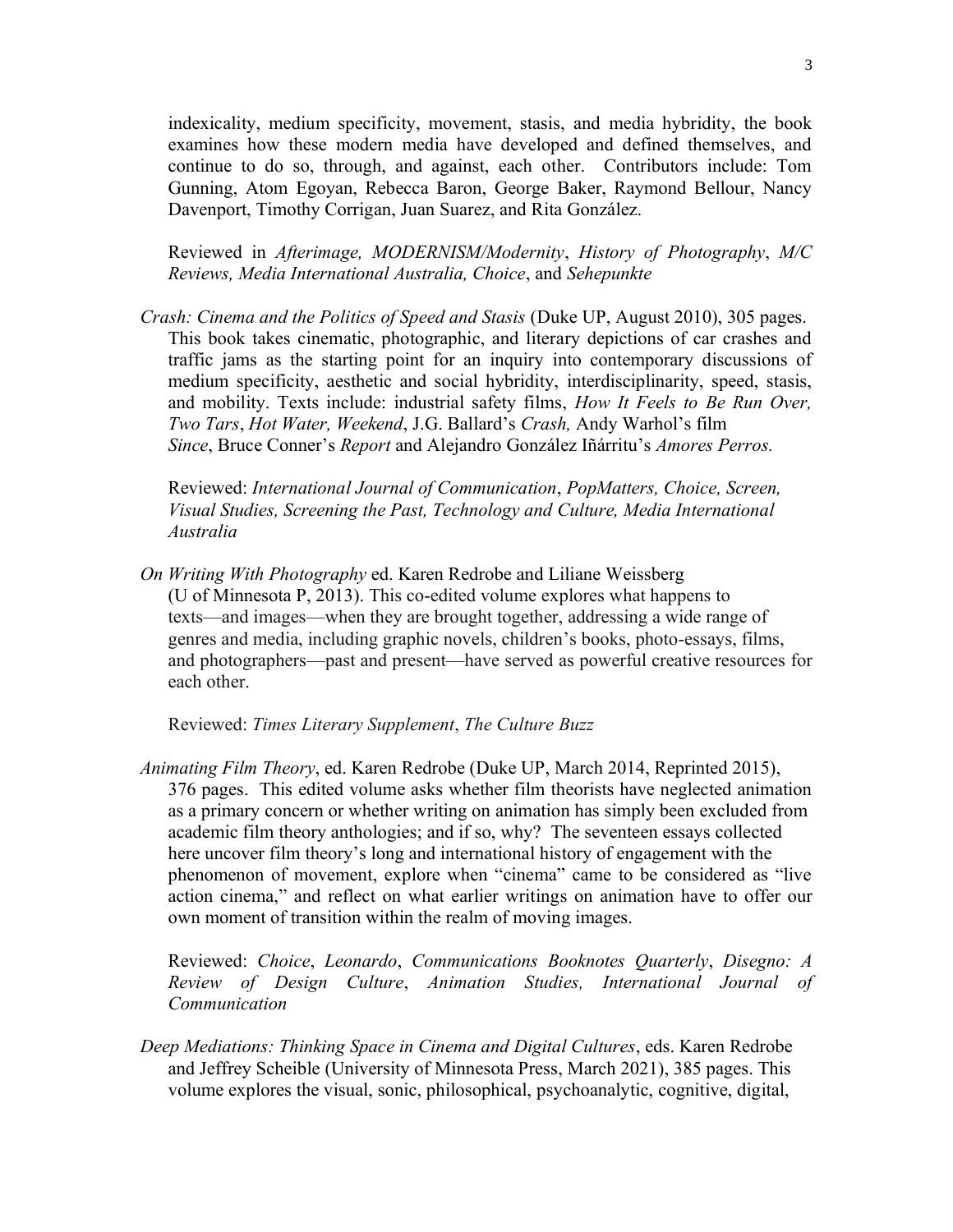indexicality, medium specificity, movement, stasis, and media hybridity, the book examines how these modern media have developed and defined themselves, and continue to do so, through, and against, each other. Contributors include: Tom Gunning, Atom Egoyan, Rebecca Baron, George Baker, Raymond Bellour, Nancy Davenport, Timothy Corrigan, Juan Suarez, and Rita González.

Reviewed in *Afterimage, MODERNISM/Modernity*, *History of Photography*, *M/C Reviews, Media International Australia, Choice*, and *Sehepunkte*

*Crash: Cinema and the Politics of Speed and Stasis* (Duke UP, August 2010), 305 pages. This book takes cinematic, photographic, and literary depictions of car crashes and traffic jams as the starting point for an inquiry into contemporary discussions of medium specificity, aesthetic and social hybridity, interdisciplinarity, speed, stasis, and mobility. Texts include: industrial safety films, *How It Feels to Be Run Over, Two Tars*, *Hot Water, Weekend*, J.G. Ballard's *Crash,* Andy Warhol's film *Since*, Bruce Conner's *Report* and Alejandro González Iñárritu's *Amores Perros.*

Reviewed: *International Journal of Communication*, *PopMatters, Choice, Screen, Visual Studies, Screening the Past, Technology and Culture, Media International Australia*

*On Writing With Photography* ed. Karen Redrobe and Liliane Weissberg (U of Minnesota P, 2013). This co-edited volume explores what happens to texts—and images—when they are brought together, addressing a wide range of genres and media, including graphic novels, children's books, photo-essays, films, and photographers—past and present—have served as powerful creative resources for each other.

Reviewed: *Times Literary Supplement*, *The Culture Buzz*

*Animating Film Theory*, ed. Karen Redrobe (Duke UP, March 2014, Reprinted 2015), 376 pages. This edited volume asks whether film theorists have neglected animation as a primary concern or whether writing on animation has simply been excluded from academic film theory anthologies; and if so, why? The seventeen essays collected here uncover film theory's long and international history of engagement with the phenomenon of movement, explore when "cinema" came to be considered as "live action cinema," and reflect on what earlier writings on animation have to offer our own moment of transition within the realm of moving images.

Reviewed: *Choice*, *Leonardo*, *Communications Booknotes Quarterly*, *Disegno: A Review of Design Culture*, *Animation Studies, International Journal of Communication*

*Deep Mediations: Thinking Space in Cinema and Digital Cultures*, eds. Karen Redrobe and Jeffrey Scheible (University of Minnesota Press, March 2021), 385 pages. This volume explores the visual, sonic, philosophical, psychoanalytic, cognitive, digital,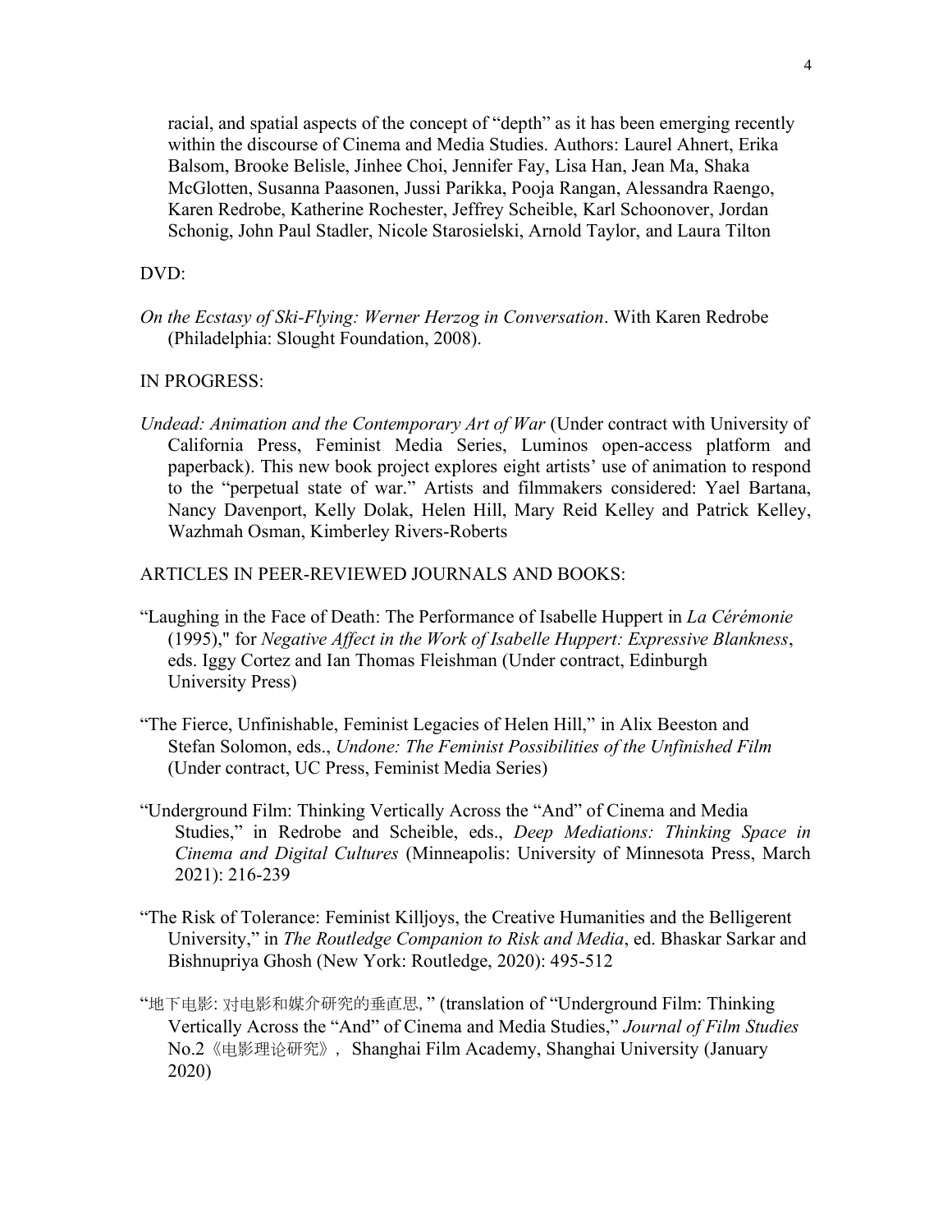racial, and spatial aspects of the concept of "depth" as it has been emerging recently within the discourse of Cinema and Media Studies. Authors: Laurel Ahnert, Erika Balsom, Brooke Belisle, Jinhee Choi, Jennifer Fay, Lisa Han, Jean Ma, Shaka McGlotten, Susanna Paasonen, Jussi Parikka, Pooja Rangan, Alessandra Raengo, Karen Redrobe, Katherine Rochester, Jeffrey Scheible, Karl Schoonover, Jordan Schonig, John Paul Stadler, Nicole Starosielski, Arnold Taylor, and Laura Tilton

DVD:

*On the Ecstasy of Ski-Flying: Werner Herzog in Conversation*. With Karen Redrobe (Philadelphia: Slought Foundation, 2008).

IN PROGRESS:

*Undead: Animation and the Contemporary Art of War* (Under contract with University of California Press, Feminist Media Series, Luminos open-access platform and paperback). This new book project explores eight artists' use of animation to respond to the "perpetual state of war." Artists and filmmakers considered: Yael Bartana, Nancy Davenport, Kelly Dolak, Helen Hill, Mary Reid Kelley and Patrick Kelley, Wazhmah Osman, Kimberley Rivers-Roberts

ARTICLES IN PEER-REVIEWED JOURNALS AND BOOKS:

"Laughing in the Face of Death: The Performance of Isabelle Huppert in *La Cérémonie* (1995)," for *Negative Affect in the Work of Isabelle Huppert: Expressive Blankness*, eds. Iggy Cortez and Ian Thomas Fleishman (Under contract, Edinburgh University Press)

"The Fierce, Unfinishable, Feminist Legacies of Helen Hill," in Alix Beeston and Stefan Solomon, eds., *Undone: The Feminist Possibilities of the Unfinished Film* (Under contract, UC Press, Feminist Media Series)

"Underground Film: Thinking Vertically Across the "And" of Cinema and Media Studies," in Redrobe and Scheible, eds., *Deep Mediations: Thinking Space in Cinema and Digital Cultures* (Minneapolis: University of Minnesota Press, March 2021): 216-239

"The Risk of Tolerance: Feminist Killjoys, the Creative Humanities and the Belligerent University," in *The Routledge Companion to Risk and Media*, ed. Bhaskar Sarkar and Bishnupriya Ghosh (New York: Routledge, 2020): 495-512

"地下电影: 对电影和媒介研究的垂直思, " (translation of "Underground Film: Thinking Vertically Across the "And" of Cinema and Media Studies," *Journal of Film Studies* No.2《电影理论研究》, Shanghai Film Academy, Shanghai University (January 2020)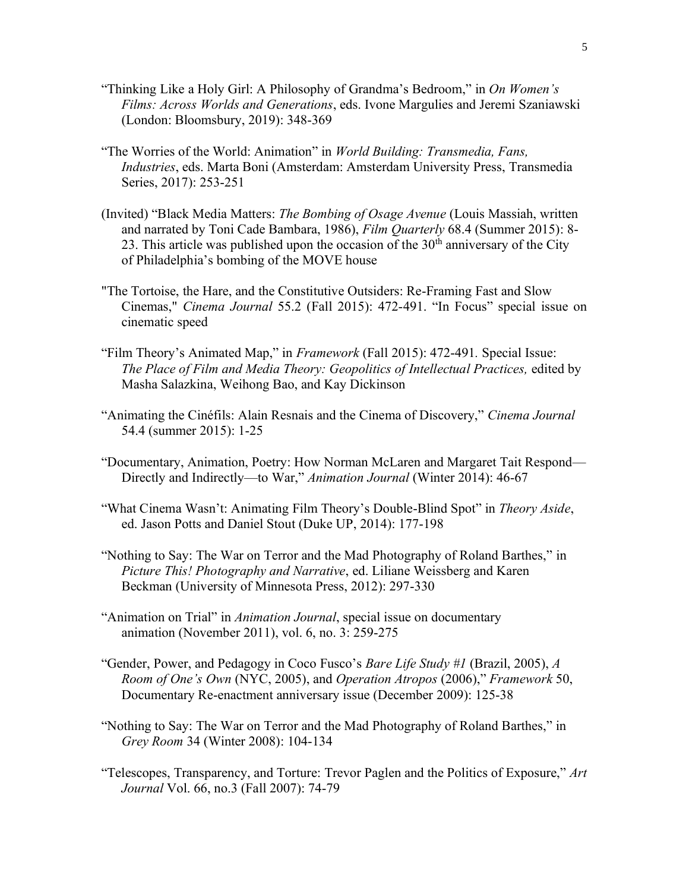"Thinking Like a Holy Girl: A Philosophy of Grandma's Bedroom," in *On Women's Films: Across Worlds and Generations*, eds. Ivone Margulies and Jeremi Szaniawski (London: Bloomsbury, 2019): 348-369

"The Worries of the World: Animation" in *World Building: Transmedia, Fans, Industries*, eds. Marta Boni (Amsterdam: Amsterdam University Press, Transmedia Series, 2017): 253-251

(Invited) "Black Media Matters: *The Bombing of Osage Avenue* (Louis Massiah, written and narrated by Toni Cade Bambara, 1986), *Film Quarterly* 68.4 (Summer 2015): 8-23. This article was published upon the occasion of the 30th anniversary of the City of Philadelphia's bombing of the MOVE house

"The Tortoise, the Hare, and the Constitutive Outsiders: Re-Framing Fast and Slow Cinemas," *Cinema Journal* 55.2 (Fall 2015): 472-491. "In Focus" special issue on cinematic speed

"Film Theory's Animated Map," in *Framework* (Fall 2015): 472-491. Special Issue: *The Place of Film and Media Theory: Geopolitics of Intellectual Practices,* edited by Masha Salazkina, Weihong Bao, and Kay Dickinson

"Animating the Cinéfils: Alain Resnais and the Cinema of Discovery," *Cinema Journal* 54.4 (summer 2015): 1-25

"Documentary, Animation, Poetry: How Norman McLaren and Margaret Tait Respond—Directly and Indirectly—to War," *Animation Journal* (Winter 2014): 46-67

"What Cinema Wasn't: Animating Film Theory's Double-Blind Spot" in *Theory Aside*, ed. Jason Potts and Daniel Stout (Duke UP, 2014): 177-198

"Nothing to Say: The War on Terror and the Mad Photography of Roland Barthes," in *Picture This! Photography and Narrative*, ed. Liliane Weissberg and Karen Beckman (University of Minnesota Press, 2012): 297-330

"Animation on Trial" in *Animation Journal*, special issue on documentary animation (November 2011), vol. 6, no. 3: 259-275

"Gender, Power, and Pedagogy in Coco Fusco's *Bare Life Study #1* (Brazil, 2005), *A Room of One's Own* (NYC, 2005), and *Operation Atropos* (2006)," *Framework* 50, Documentary Re-enactment anniversary issue (December 2009): 125-38

"Nothing to Say: The War on Terror and the Mad Photography of Roland Barthes," in *Grey Room* 34 (Winter 2008): 104-134

"Telescopes, Transparency, and Torture: Trevor Paglen and the Politics of Exposure," *Art Journal* Vol. 66, no.3 (Fall 2007): 74-79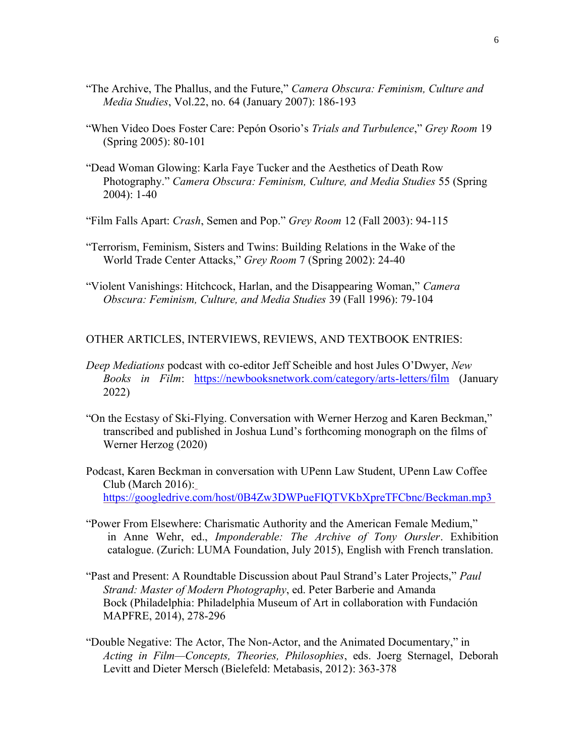"The Archive, The Phallus, and the Future," *Camera Obscura: Feminism, Culture and Media Studies*, Vol.22, no. 64 (January 2007): 186-193

"When Video Does Foster Care: Pepón Osorio's *Trials and Turbulence*," *Grey Room* 19 (Spring 2005): 80-101

"Dead Woman Glowing: Karla Faye Tucker and the Aesthetics of Death Row Photography." *Camera Obscura: Feminism, Culture, and Media Studies* 55 (Spring 2004): 1-40

"Film Falls Apart: *Crash*, Semen and Pop." *Grey Room* 12 (Fall 2003): 94-115

"Terrorism, Feminism, Sisters and Twins: Building Relations in the Wake of the World Trade Center Attacks," *Grey Room* 7 (Spring 2002): 24-40

"Violent Vanishings: Hitchcock, Harlan, and the Disappearing Woman," *Camera Obscura: Feminism, Culture, and Media Studies* 39 (Fall 1996): 79-104

OTHER ARTICLES, INTERVIEWS, REVIEWS, AND TEXTBOOK ENTRIES:

*Deep Mediations* podcast with co-editor Jeff Scheible and host Jules O'Dwyer, *New Books in Film*: https://newbooksnetwork.com/category/arts-letters/film (January 2022)

"On the Ecstasy of Ski-Flying. Conversation with Werner Herzog and Karen Beckman," transcribed and published in Joshua Lund's forthcoming monograph on the films of Werner Herzog (2020)

Podcast, Karen Beckman in conversation with UPenn Law Student, UPenn Law Coffee Club (March 2016): https://googledrive.com/host/0B4Zw3DWPueFIQTVKbXpreTFCbnc/Beckman.mp3

"Power From Elsewhere: Charismatic Authority and the American Female Medium," in Anne Wehr, ed., *Imponderable: The Archive of Tony Oursler*. Exhibition catalogue. (Zurich: LUMA Foundation, July 2015), English with French translation.

"Past and Present: A Roundtable Discussion about Paul Strand's Later Projects," *Paul Strand: Master of Modern Photography*, ed. Peter Barberie and Amanda Bock (Philadelphia: Philadelphia Museum of Art in collaboration with Fundación MAPFRE, 2014), 278-296

"Double Negative: The Actor, The Non-Actor, and the Animated Documentary," in *Acting in Film—Concepts, Theories, Philosophies*, eds. Joerg Sternagel, Deborah Levitt and Dieter Mersch (Bielefeld: Metabasis, 2012): 363-378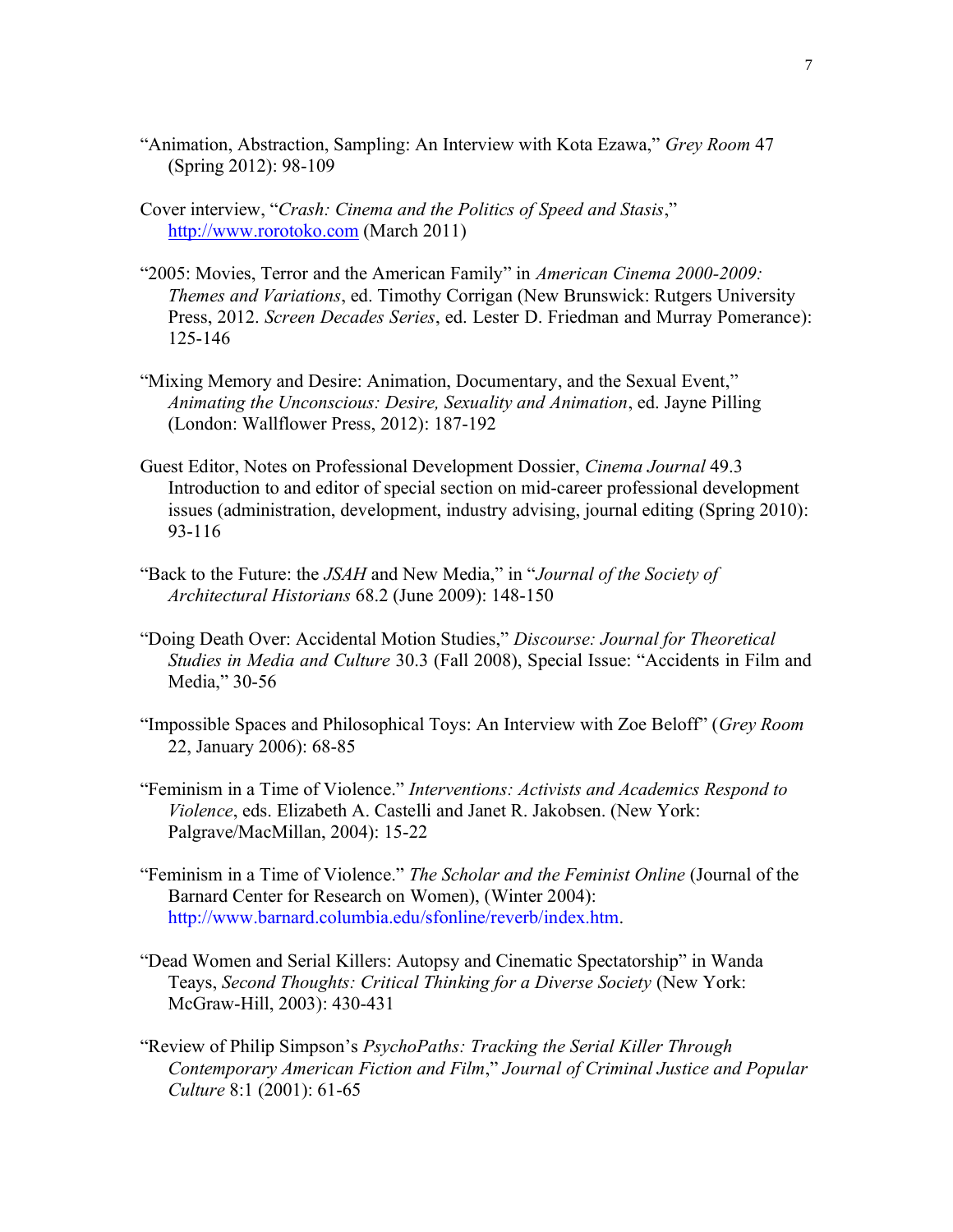"Animation, Abstraction, Sampling: An Interview with Kota Ezawa," *Grey Room* 47 (Spring 2012): 98-109

Cover interview, "*Crash: Cinema and the Politics of Speed and Stasis*," http://www.rorotoko.com (March 2011)

"2005: Movies, Terror and the American Family" in *American Cinema 2000-2009: Themes and Variations*, ed. Timothy Corrigan (New Brunswick: Rutgers University Press, 2012. *Screen Decades Series*, ed. Lester D. Friedman and Murray Pomerance): 125-146

"Mixing Memory and Desire: Animation, Documentary, and the Sexual Event," *Animating the Unconscious: Desire, Sexuality and Animation*, ed. Jayne Pilling (London: Wallflower Press, 2012): 187-192

Guest Editor, Notes on Professional Development Dossier, *Cinema Journal* 49.3 Introduction to and editor of special section on mid-career professional development issues (administration, development, industry advising, journal editing (Spring 2010): 93-116

"Back to the Future: the *JSAH* and New Media," in "*Journal of the Society of Architectural Historians* 68.2 (June 2009): 148-150

"Doing Death Over: Accidental Motion Studies," *Discourse: Journal for Theoretical Studies in Media and Culture* 30.3 (Fall 2008), Special Issue: "Accidents in Film and Media," 30-56

"Impossible Spaces and Philosophical Toys: An Interview with Zoe Beloff" (*Grey Room* 22, January 2006): 68-85

"Feminism in a Time of Violence." *Interventions: Activists and Academics Respond to Violence*, eds. Elizabeth A. Castelli and Janet R. Jakobsen. (New York: Palgrave/MacMillan, 2004): 15-22

"Feminism in a Time of Violence." *The Scholar and the Feminist Online* (Journal of the Barnard Center for Research on Women), (Winter 2004): http://www.barnard.columbia.edu/sfonline/reverb/index.htm.

"Dead Women and Serial Killers: Autopsy and Cinematic Spectatorship" in Wanda Teays, *Second Thoughts: Critical Thinking for a Diverse Society* (New York: McGraw-Hill, 2003): 430-431

"Review of Philip Simpson's *PsychoPaths: Tracking the Serial Killer Through Contemporary American Fiction and Film*," *Journal of Criminal Justice and Popular Culture* 8:1 (2001): 61-65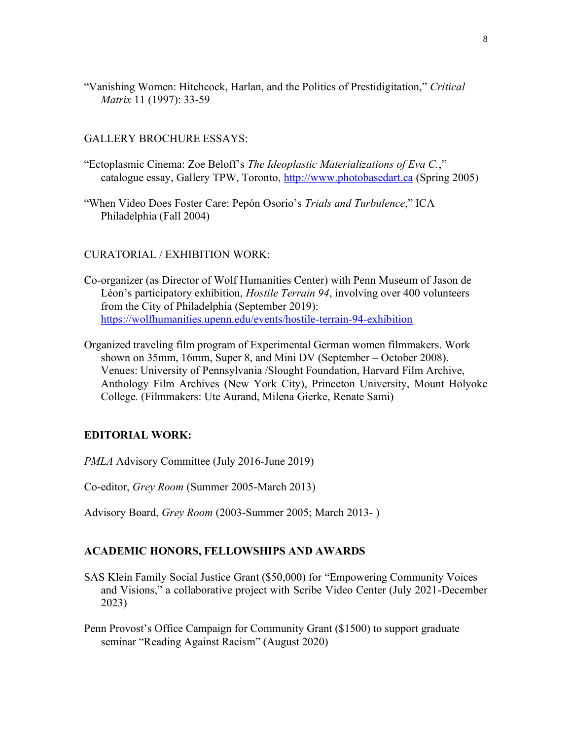"Vanishing Women: Hitchcock, Harlan, and the Politics of Prestidigitation," *Critical Matrix* 11 (1997): 33-59

GALLERY BROCHURE ESSAYS:

"Ectoplasmic Cinema: Zoe Beloff's *The Ideoplastic Materializations of Eva C.*," catalogue essay, Gallery TPW, Toronto, http://www.photobasedart.ca (Spring 2005)

"When Video Does Foster Care: Pepón Osorio's *Trials and Turbulence*," ICA Philadelphia (Fall 2004)

CURATORIAL / EXHIBITION WORK:

Co-organizer (as Director of Wolf Humanities Center) with Penn Museum of Jason de Léon's participatory exhibition, *Hostile Terrain 94*, involving over 400 volunteers from the City of Philadelphia (September 2019): https://wolfhumanities.upenn.edu/events/hostile-terrain-94-exhibition

Organized traveling film program of Experimental German women filmmakers. Work shown on 35mm, 16mm, Super 8, and Mini DV (September – October 2008). Venues: University of Pennsylvania /Slought Foundation, Harvard Film Archive, Anthology Film Archives (New York City), Princeton University, Mount Holyoke College. (Filmmakers: Ute Aurand, Milena Gierke, Renate Sami)

## EDITORIAL WORK:

*PMLA* Advisory Committee (July 2016-June 2019)

Co-editor, *Grey Room* (Summer 2005-March 2013)

Advisory Board, *Grey Room* (2003-Summer 2005; March 2013- )

## ACADEMIC HONORS, FELLOWSHIPS AND AWARDS

SAS Klein Family Social Justice Grant ($50,000) for "Empowering Community Voices and Visions," a collaborative project with Scribe Video Center (July 2021-December 2023)

Penn Provost's Office Campaign for Community Grant ($1500) to support graduate seminar "Reading Against Racism" (August 2020)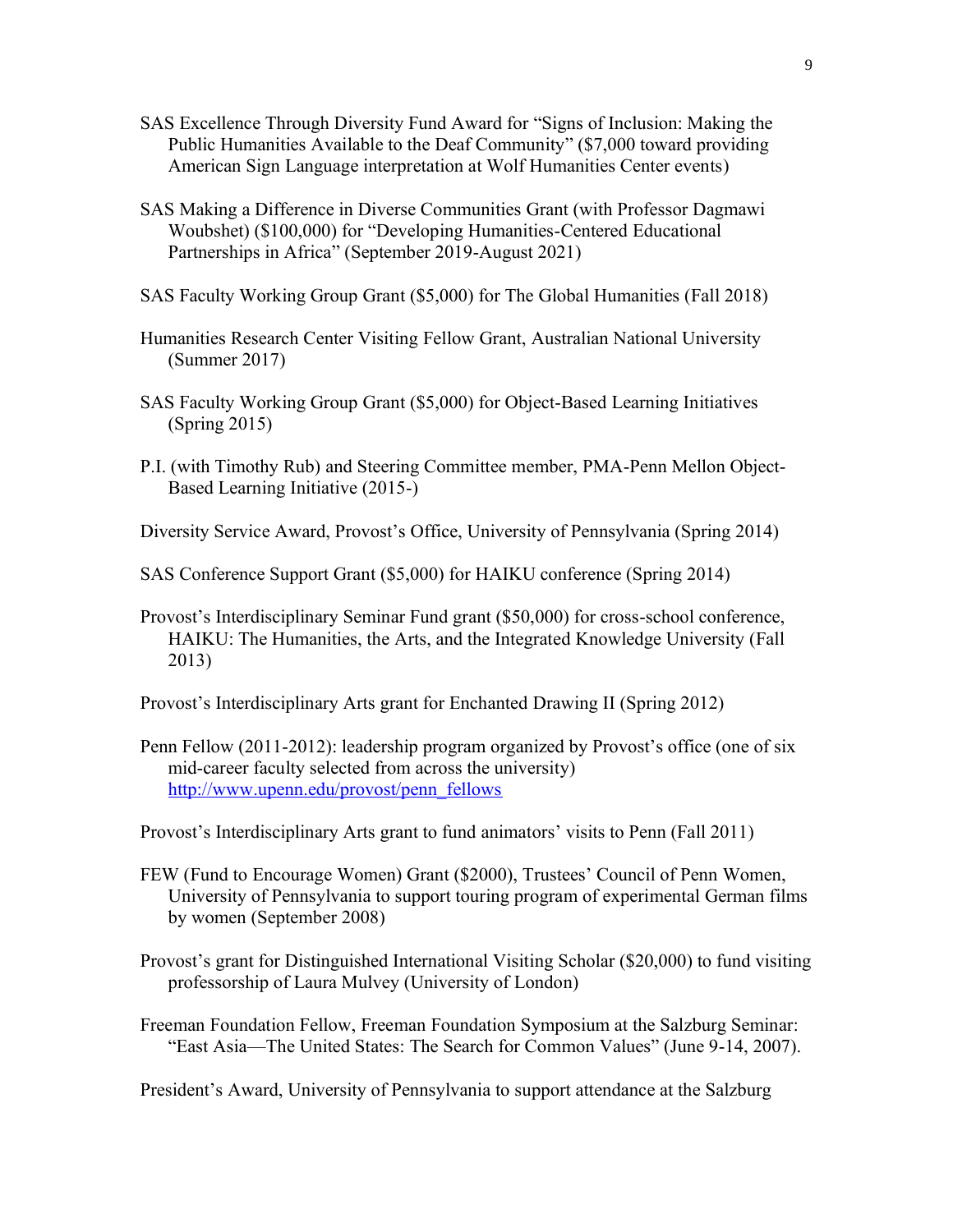SAS Excellence Through Diversity Fund Award for "Signs of Inclusion: Making the Public Humanities Available to the Deaf Community" ($7,000 toward providing American Sign Language interpretation at Wolf Humanities Center events)

SAS Making a Difference in Diverse Communities Grant (with Professor Dagmawi Woubshet) ($100,000) for "Developing Humanities-Centered Educational Partnerships in Africa" (September 2019-August 2021)

SAS Faculty Working Group Grant ($5,000) for The Global Humanities (Fall 2018)

Humanities Research Center Visiting Fellow Grant, Australian National University (Summer 2017)

SAS Faculty Working Group Grant ($5,000) for Object-Based Learning Initiatives (Spring 2015)

P.I. (with Timothy Rub) and Steering Committee member, PMA-Penn Mellon Object-Based Learning Initiative (2015-)

Diversity Service Award, Provost's Office, University of Pennsylvania (Spring 2014)

SAS Conference Support Grant ($5,000) for HAIKU conference (Spring 2014)

Provost's Interdisciplinary Seminar Fund grant ($50,000) for cross-school conference, HAIKU: The Humanities, the Arts, and the Integrated Knowledge University (Fall 2013)

Provost's Interdisciplinary Arts grant for Enchanted Drawing II (Spring 2012)

Penn Fellow (2011-2012): leadership program organized by Provost's office (one of six mid-career faculty selected from across the university) [http://www.upenn.edu/provost/penn_fellows](http://www.upenn.edu/provost/penn_fellows)

Provost's Interdisciplinary Arts grant to fund animators' visits to Penn (Fall 2011)

FEW (Fund to Encourage Women) Grant ($2000), Trustees' Council of Penn Women, University of Pennsylvania to support touring program of experimental German films by women (September 2008)

Provost's grant for Distinguished International Visiting Scholar ($20,000) to fund visiting professorship of Laura Mulvey (University of London)

Freeman Foundation Fellow, Freeman Foundation Symposium at the Salzburg Seminar: "East Asia—The United States: The Search for Common Values" (June 9-14, 2007).

President's Award, University of Pennsylvania to support attendance at the Salzburg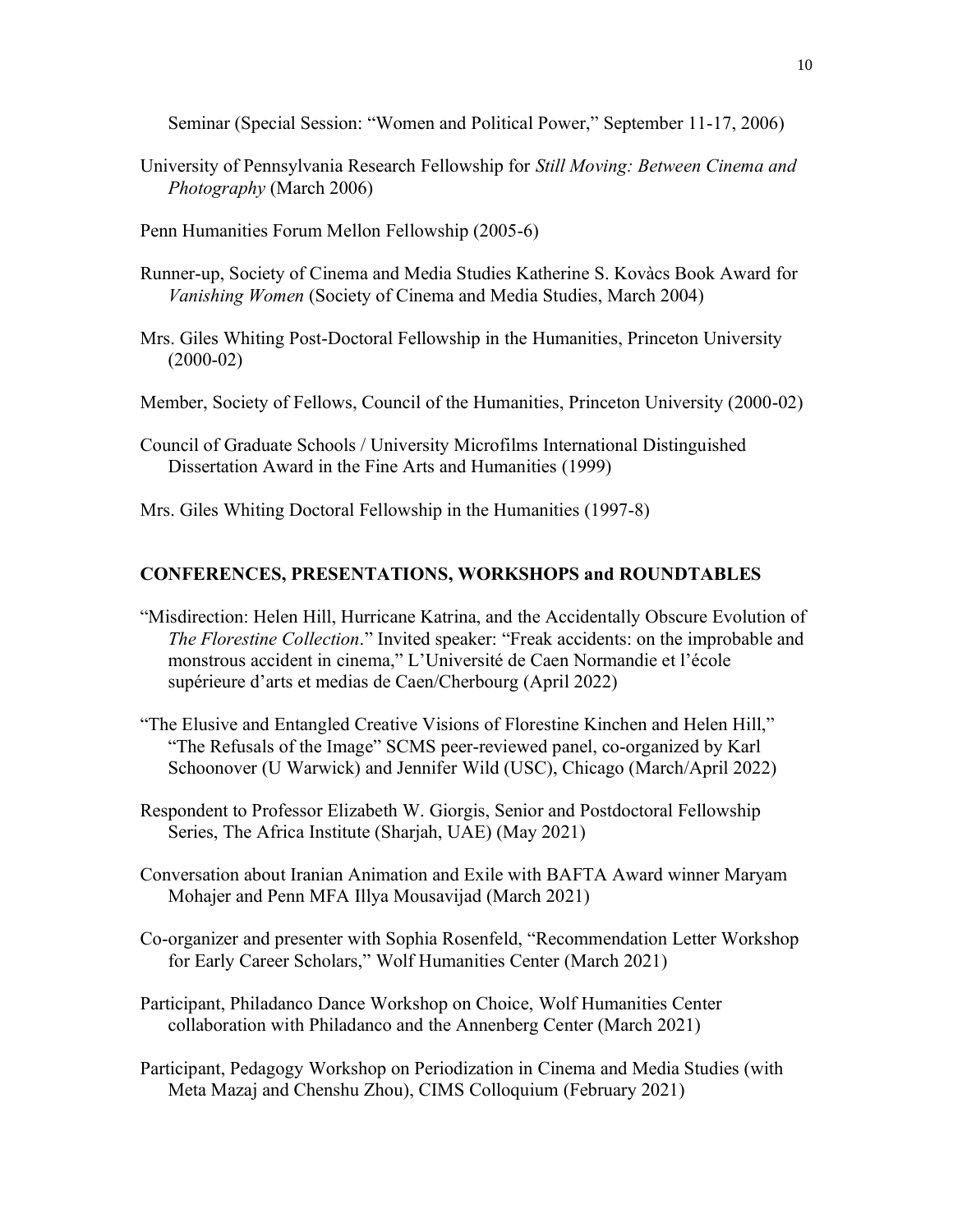Seminar (Special Session: "Women and Political Power," September 11-17, 2006)

University of Pennsylvania Research Fellowship for *Still Moving: Between Cinema and Photography* (March 2006)

Penn Humanities Forum Mellon Fellowship (2005-6)

Runner-up, Society of Cinema and Media Studies Katherine S. Kovàcs Book Award for *Vanishing Women* (Society of Cinema and Media Studies, March 2004)

Mrs. Giles Whiting Post-Doctoral Fellowship in the Humanities, Princeton University (2000-02)

Member, Society of Fellows, Council of the Humanities, Princeton University (2000-02)

Council of Graduate Schools / University Microfilms International Distinguished Dissertation Award in the Fine Arts and Humanities (1999)

Mrs. Giles Whiting Doctoral Fellowship in the Humanities (1997-8)

## CONFERENCES, PRESENTATIONS, WORKSHOPS and ROUNDTABLES

"Misdirection: Helen Hill, Hurricane Katrina, and the Accidentally Obscure Evolution of *The Florestine Collection*." Invited speaker: "Freak accidents: on the improbable and monstrous accident in cinema," L'Université de Caen Normandie et l'école supérieure d'arts et medias de Caen/Cherbourg (April 2022)

"The Elusive and Entangled Creative Visions of Florestine Kinchen and Helen Hill," "The Refusals of the Image" SCMS peer-reviewed panel, co-organized by Karl Schoonover (U Warwick) and Jennifer Wild (USC), Chicago (March/April 2022)

Respondent to Professor Elizabeth W. Giorgis, Senior and Postdoctoral Fellowship Series, The Africa Institute (Sharjah, UAE) (May 2021)

Conversation about Iranian Animation and Exile with BAFTA Award winner Maryam Mohajer and Penn MFA Illya Mousavijad (March 2021)

Co-organizer and presenter with Sophia Rosenfeld, "Recommendation Letter Workshop for Early Career Scholars," Wolf Humanities Center (March 2021)

Participant, Philadanco Dance Workshop on Choice, Wolf Humanities Center collaboration with Philadanco and the Annenberg Center (March 2021)

Participant, Pedagogy Workshop on Periodization in Cinema and Media Studies (with Meta Mazaj and Chenshu Zhou), CIMS Colloquium (February 2021)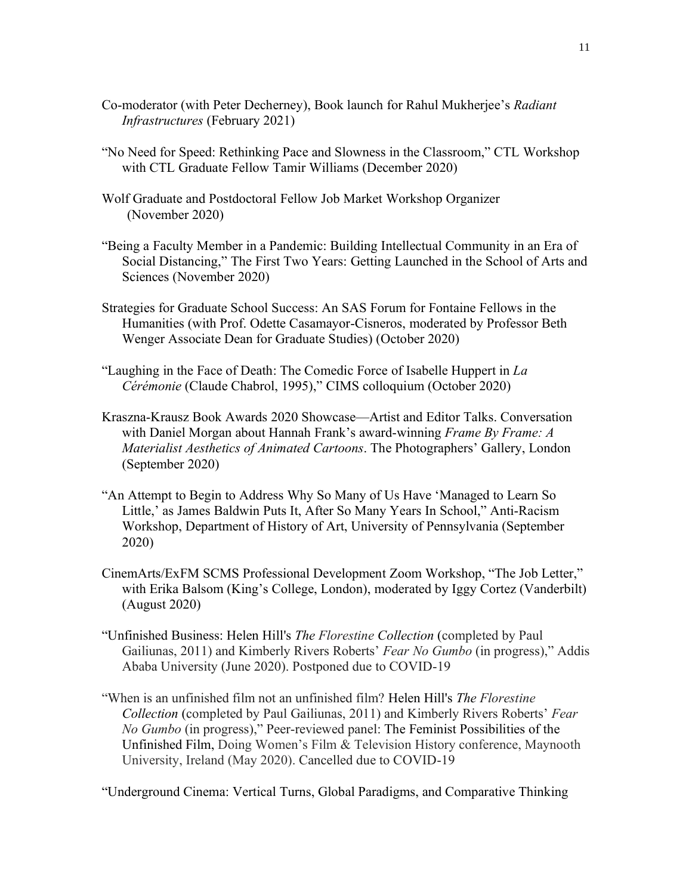Co-moderator (with Peter Decherney), Book launch for Rahul Mukherjee's *Radiant Infrastructures* (February 2021)

"No Need for Speed: Rethinking Pace and Slowness in the Classroom," CTL Workshop with CTL Graduate Fellow Tamir Williams (December 2020)

Wolf Graduate and Postdoctoral Fellow Job Market Workshop Organizer (November 2020)

"Being a Faculty Member in a Pandemic: Building Intellectual Community in an Era of Social Distancing," The First Two Years: Getting Launched in the School of Arts and Sciences (November 2020)

Strategies for Graduate School Success: An SAS Forum for Fontaine Fellows in the Humanities (with Prof. Odette Casamayor-Cisneros, moderated by Professor Beth Wenger Associate Dean for Graduate Studies) (October 2020)

"Laughing in the Face of Death: The Comedic Force of Isabelle Huppert in *La Cérémonie* (Claude Chabrol, 1995)," CIMS colloquium (October 2020)

Kraszna-Krausz Book Awards 2020 Showcase—Artist and Editor Talks. Conversation with Daniel Morgan about Hannah Frank's award-winning *Frame By Frame: A Materialist Aesthetics of Animated Cartoons*. The Photographers' Gallery, London (September 2020)

"An Attempt to Begin to Address Why So Many of Us Have 'Managed to Learn So Little,' as James Baldwin Puts It, After So Many Years In School," Anti-Racism Workshop, Department of History of Art, University of Pennsylvania (September 2020)

CinemArts/ExFM SCMS Professional Development Zoom Workshop, "The Job Letter," with Erika Balsom (King's College, London), moderated by Iggy Cortez (Vanderbilt) (August 2020)

"Unfinished Business: Helen Hill's *The Florestine Collection* (completed by Paul Gailiunas, 2011) and Kimberly Rivers Roberts' *Fear No Gumbo* (in progress)," Addis Ababa University (June 2020). Postponed due to COVID-19

"When is an unfinished film not an unfinished film? Helen Hill's *The Florestine Collection* (completed by Paul Gailiunas, 2011) and Kimberly Rivers Roberts' *Fear No Gumbo* (in progress)," Peer-reviewed panel: The Feminist Possibilities of the Unfinished Film, Doing Women's Film & Television History conference, Maynooth University, Ireland (May 2020). Cancelled due to COVID-19

"Underground Cinema: Vertical Turns, Global Paradigms, and Comparative Thinking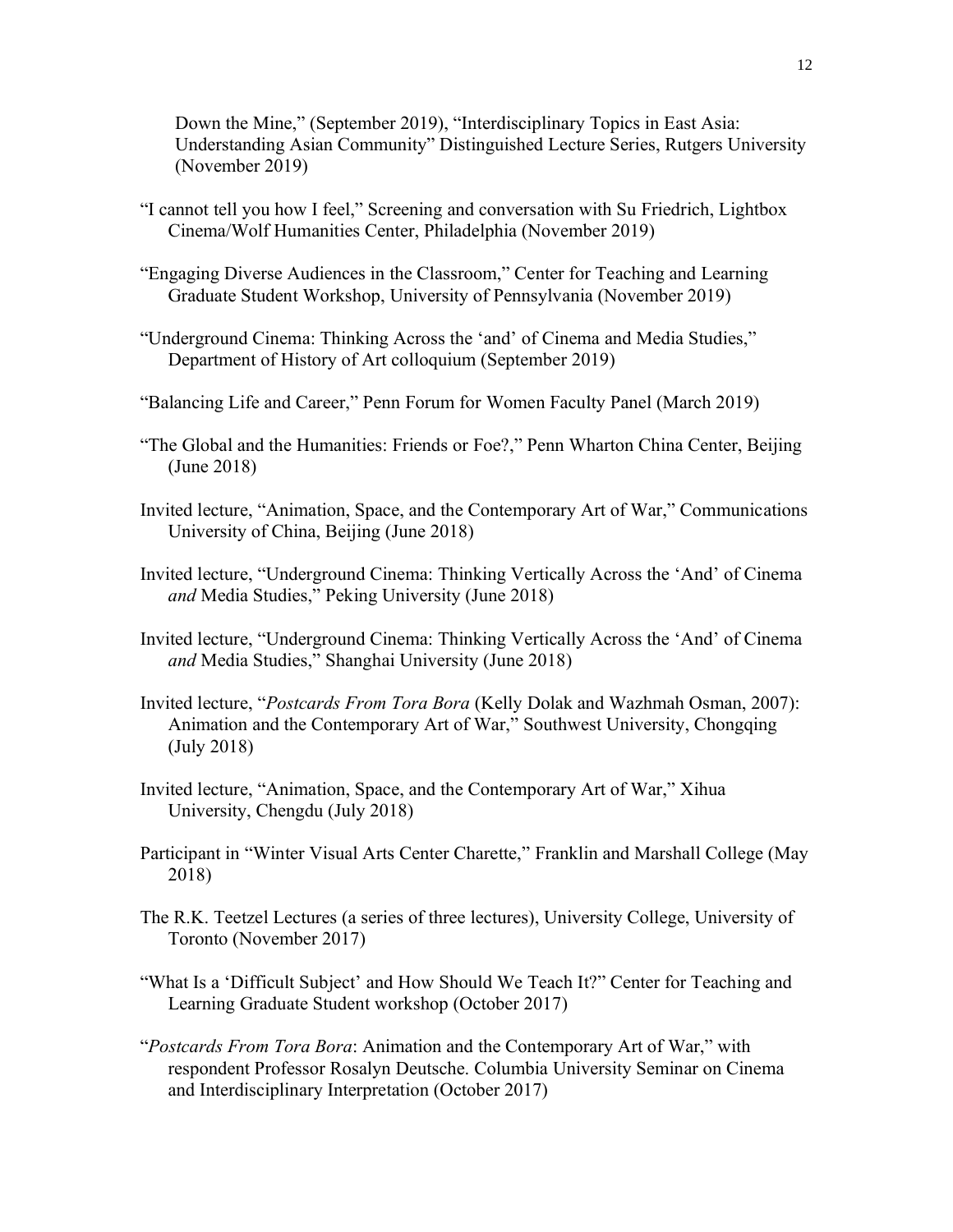Down the Mine," (September 2019), "Interdisciplinary Topics in East Asia: Understanding Asian Community" Distinguished Lecture Series, Rutgers University (November 2019)

"I cannot tell you how I feel," Screening and conversation with Su Friedrich, Lightbox Cinema/Wolf Humanities Center, Philadelphia (November 2019)

"Engaging Diverse Audiences in the Classroom," Center for Teaching and Learning Graduate Student Workshop, University of Pennsylvania (November 2019)

"Underground Cinema: Thinking Across the 'and' of Cinema and Media Studies," Department of History of Art colloquium (September 2019)

"Balancing Life and Career," Penn Forum for Women Faculty Panel (March 2019)

"The Global and the Humanities: Friends or Foe?," Penn Wharton China Center, Beijing (June 2018)

Invited lecture, "Animation, Space, and the Contemporary Art of War," Communications University of China, Beijing (June 2018)

Invited lecture, "Underground Cinema: Thinking Vertically Across the 'And' of Cinema *and* Media Studies," Peking University (June 2018)

Invited lecture, "Underground Cinema: Thinking Vertically Across the 'And' of Cinema *and* Media Studies," Shanghai University (June 2018)

Invited lecture, "*Postcards From Tora Bora* (Kelly Dolak and Wazhmah Osman, 2007): Animation and the Contemporary Art of War," Southwest University, Chongqing (July 2018)

Invited lecture, "Animation, Space, and the Contemporary Art of War," Xihua University, Chengdu (July 2018)

Participant in "Winter Visual Arts Center Charette," Franklin and Marshall College (May 2018)

The R.K. Teetzel Lectures (a series of three lectures), University College, University of Toronto (November 2017)

"What Is a 'Difficult Subject' and How Should We Teach It?" Center for Teaching and Learning Graduate Student workshop (October 2017)

"*Postcards From Tora Bora*: Animation and the Contemporary Art of War," with respondent Professor Rosalyn Deutsche. Columbia University Seminar on Cinema and Interdisciplinary Interpretation (October 2017)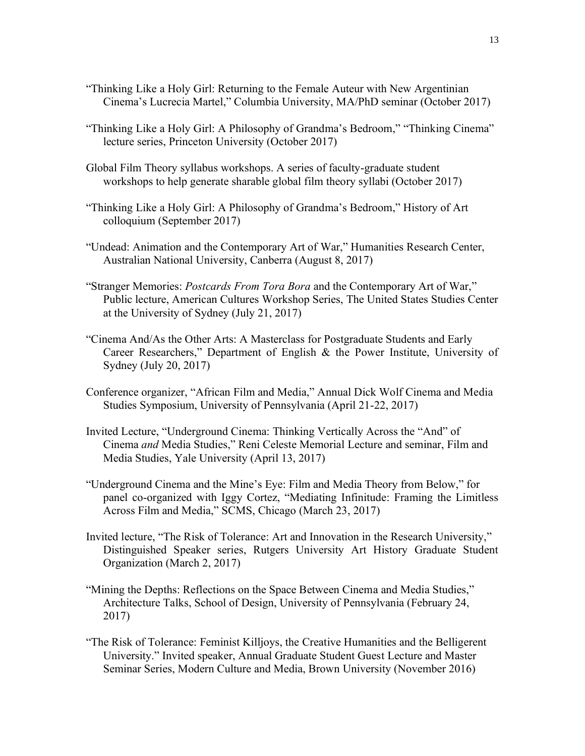"Thinking Like a Holy Girl: Returning to the Female Auteur with New Argentinian Cinema's Lucrecia Martel," Columbia University, MA/PhD seminar (October 2017)

"Thinking Like a Holy Girl: A Philosophy of Grandma's Bedroom," "Thinking Cinema" lecture series, Princeton University (October 2017)

Global Film Theory syllabus workshops. A series of faculty-graduate student workshops to help generate sharable global film theory syllabi (October 2017)

"Thinking Like a Holy Girl: A Philosophy of Grandma's Bedroom," History of Art colloquium (September 2017)

"Undead: Animation and the Contemporary Art of War," Humanities Research Center, Australian National University, Canberra (August 8, 2017)

"Stranger Memories: *Postcards From Tora Bora* and the Contemporary Art of War," Public lecture, American Cultures Workshop Series, The United States Studies Center at the University of Sydney (July 21, 2017)

"Cinema And/As the Other Arts: A Masterclass for Postgraduate Students and Early Career Researchers," Department of English & the Power Institute, University of Sydney (July 20, 2017)

Conference organizer, "African Film and Media," Annual Dick Wolf Cinema and Media Studies Symposium, University of Pennsylvania (April 21-22, 2017)

Invited Lecture, "Underground Cinema: Thinking Vertically Across the "And" of Cinema *and* Media Studies," Reni Celeste Memorial Lecture and seminar, Film and Media Studies, Yale University (April 13, 2017)

"Underground Cinema and the Mine's Eye: Film and Media Theory from Below," for panel co-organized with Iggy Cortez, "Mediating Infinitude: Framing the Limitless Across Film and Media," SCMS, Chicago (March 23, 2017)

Invited lecture, "The Risk of Tolerance: Art and Innovation in the Research University," Distinguished Speaker series, Rutgers University Art History Graduate Student Organization (March 2, 2017)

"Mining the Depths: Reflections on the Space Between Cinema and Media Studies," Architecture Talks, School of Design, University of Pennsylvania (February 24, 2017)

"The Risk of Tolerance: Feminist Killjoys, the Creative Humanities and the Belligerent University." Invited speaker, Annual Graduate Student Guest Lecture and Master Seminar Series, Modern Culture and Media, Brown University (November 2016)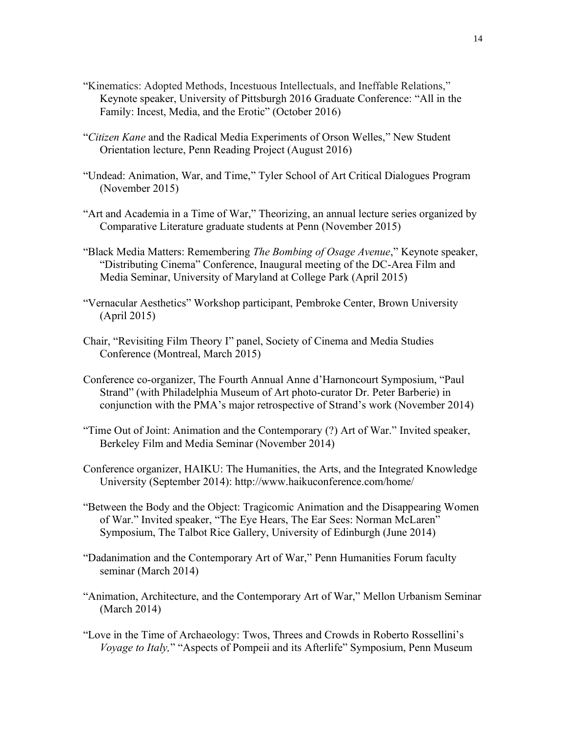“Kinematics: Adopted Methods, Incestuous Intellectuals, and Ineffable Relations,” Keynote speaker, University of Pittsburgh 2016 Graduate Conference: “All in the Family: Incest, Media, and the Erotic” (October 2016)

“*Citizen Kane* and the Radical Media Experiments of Orson Welles,” New Student Orientation lecture, Penn Reading Project (August 2016)

“Undead: Animation, War, and Time,” Tyler School of Art Critical Dialogues Program (November 2015)

“Art and Academia in a Time of War,” Theorizing, an annual lecture series organized by Comparative Literature graduate students at Penn (November 2015)

“Black Media Matters: Remembering *The Bombing of Osage Avenue*,” Keynote speaker, “Distributing Cinema” Conference, Inaugural meeting of the DC-Area Film and Media Seminar, University of Maryland at College Park (April 2015)

“Vernacular Aesthetics” Workshop participant, Pembroke Center, Brown University (April 2015)

Chair, “Revisiting Film Theory I” panel, Society of Cinema and Media Studies Conference (Montreal, March 2015)

Conference co-organizer, The Fourth Annual Anne d’Harnoncourt Symposium, “Paul Strand” (with Philadelphia Museum of Art photo-curator Dr. Peter Barberie) in conjunction with the PMA’s major retrospective of Strand’s work (November 2014)

“Time Out of Joint: Animation and the Contemporary (?) Art of War.” Invited speaker, Berkeley Film and Media Seminar (November 2014)

Conference organizer, HAIKU: The Humanities, the Arts, and the Integrated Knowledge University (September 2014): http://www.haikuconference.com/home/

“Between the Body and the Object: Tragicomic Animation and the Disappearing Women of War.” Invited speaker, “The Eye Hears, The Ear Sees: Norman McLaren” Symposium, The Talbot Rice Gallery, University of Edinburgh (June 2014)

“Dadanimation and the Contemporary Art of War,” Penn Humanities Forum faculty seminar (March 2014)

“Animation, Architecture, and the Contemporary Art of War,” Mellon Urbanism Seminar (March 2014)

“Love in the Time of Archaeology: Twos, Threes and Crowds in Roberto Rossellini’s *Voyage to Italy,*” “Aspects of Pompeii and its Afterlife” Symposium, Penn Museum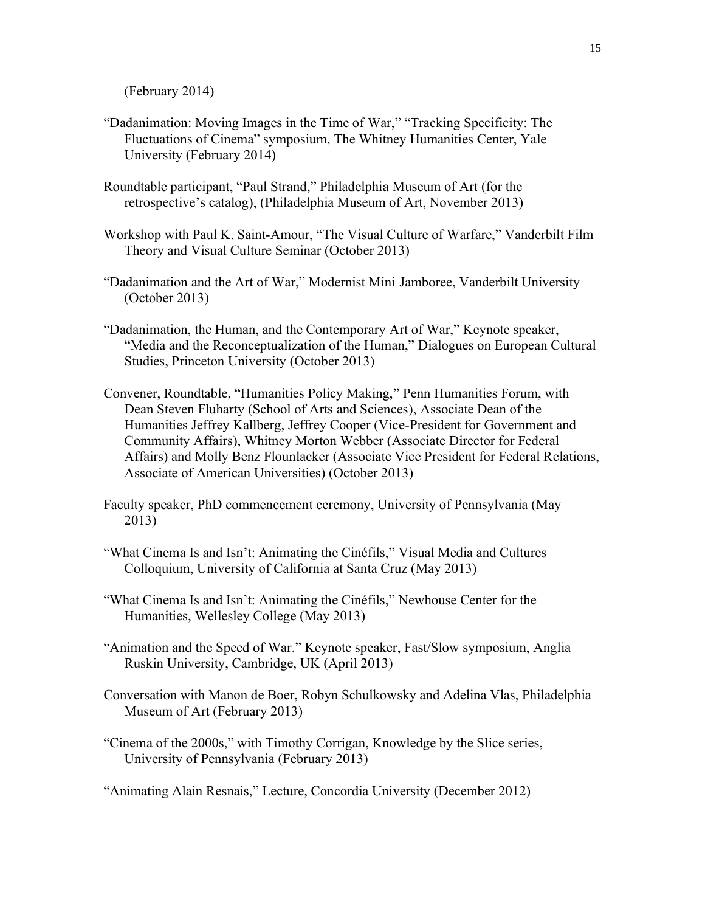(February 2014)

“Dadanimation: Moving Images in the Time of War,” “Tracking Specificity: The Fluctuations of Cinema” symposium, The Whitney Humanities Center, Yale University (February 2014)

Roundtable participant, “Paul Strand,” Philadelphia Museum of Art (for the retrospective’s catalog), (Philadelphia Museum of Art, November 2013)

Workshop with Paul K. Saint-Amour, “The Visual Culture of Warfare,” Vanderbilt Film Theory and Visual Culture Seminar (October 2013)

“Dadanimation and the Art of War,” Modernist Mini Jamboree, Vanderbilt University (October 2013)

“Dadanimation, the Human, and the Contemporary Art of War,” Keynote speaker, “Media and the Reconceptualization of the Human,” Dialogues on European Cultural Studies, Princeton University (October 2013)

Convener, Roundtable, “Humanities Policy Making,” Penn Humanities Forum, with Dean Steven Fluharty (School of Arts and Sciences), Associate Dean of the Humanities Jeffrey Kallberg, Jeffrey Cooper (Vice-President for Government and Community Affairs), Whitney Morton Webber (Associate Director for Federal Affairs) and Molly Benz Flounlacker (Associate Vice President for Federal Relations, Associate of American Universities) (October 2013)

Faculty speaker, PhD commencement ceremony, University of Pennsylvania (May 2013)

“What Cinema Is and Isn’t: Animating the Cinéfils,” Visual Media and Cultures Colloquium, University of California at Santa Cruz (May 2013)

“What Cinema Is and Isn’t: Animating the Cinéfils,” Newhouse Center for the Humanities, Wellesley College (May 2013)

“Animation and the Speed of War.” Keynote speaker, Fast/Slow symposium, Anglia Ruskin University, Cambridge, UK (April 2013)

Conversation with Manon de Boer, Robyn Schulkowsky and Adelina Vlas, Philadelphia Museum of Art (February 2013)

“Cinema of the 2000s,” with Timothy Corrigan, Knowledge by the Slice series, University of Pennsylvania (February 2013)

“Animating Alain Resnais,” Lecture, Concordia University (December 2012)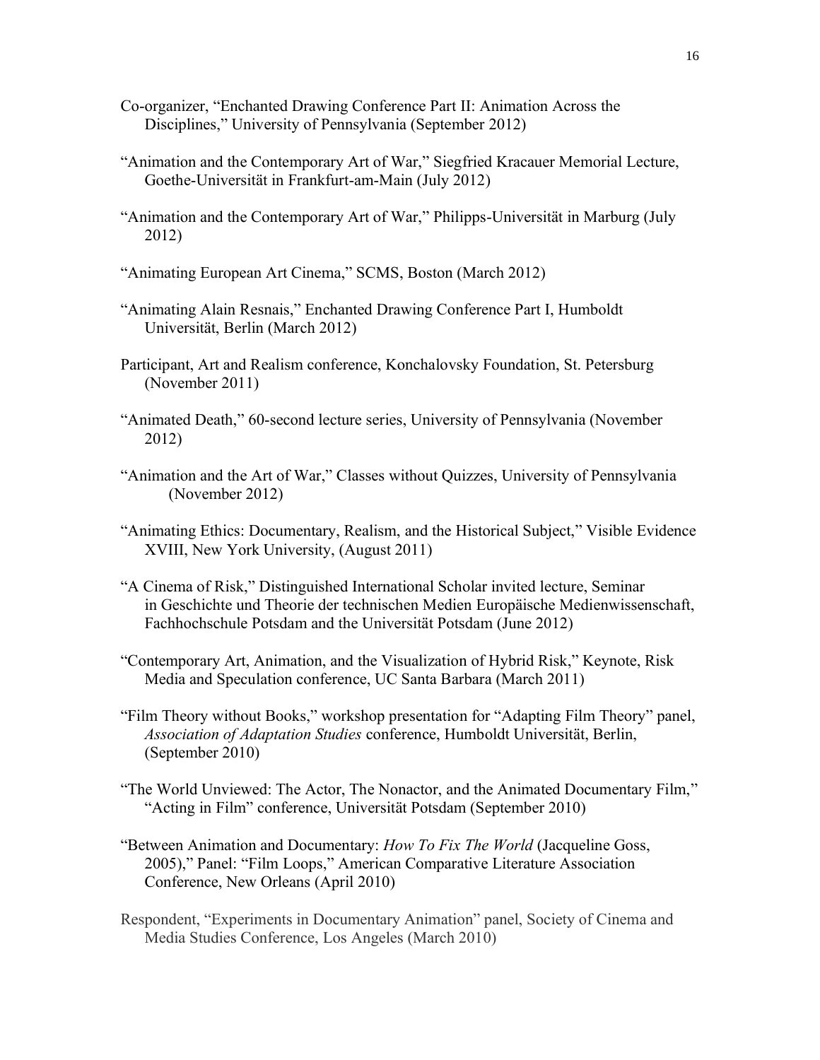Co-organizer, "Enchanted Drawing Conference Part II: Animation Across the Disciplines," University of Pennsylvania (September 2012)

"Animation and the Contemporary Art of War," Siegfried Kracauer Memorial Lecture, Goethe-Universität in Frankfurt-am-Main (July 2012)

"Animation and the Contemporary Art of War," Philipps-Universität in Marburg (July 2012)

"Animating European Art Cinema," SCMS, Boston (March 2012)

"Animating Alain Resnais," Enchanted Drawing Conference Part I, Humboldt Universität, Berlin (March 2012)

Participant, Art and Realism conference, Konchalovsky Foundation, St. Petersburg (November 2011)

"Animated Death," 60-second lecture series, University of Pennsylvania (November 2012)

"Animation and the Art of War," Classes without Quizzes, University of Pennsylvania (November 2012)

"Animating Ethics: Documentary, Realism, and the Historical Subject," Visible Evidence XVIII, New York University, (August 2011)

"A Cinema of Risk," Distinguished International Scholar invited lecture, Seminar in Geschichte und Theorie der technischen Medien Europäische Medienwissenschaft, Fachhochschule Potsdam and the Universität Potsdam (June 2012)

"Contemporary Art, Animation, and the Visualization of Hybrid Risk," Keynote, Risk Media and Speculation conference, UC Santa Barbara (March 2011)

"Film Theory without Books," workshop presentation for "Adapting Film Theory" panel, *Association of Adaptation Studies* conference, Humboldt Universität, Berlin, (September 2010)

"The World Unviewed: The Actor, The Nonactor, and the Animated Documentary Film," "Acting in Film" conference, Universität Potsdam (September 2010)

"Between Animation and Documentary: *How To Fix The World* (Jacqueline Goss, 2005)," Panel: "Film Loops," American Comparative Literature Association Conference, New Orleans (April 2010)

Respondent, "Experiments in Documentary Animation" panel, Society of Cinema and Media Studies Conference, Los Angeles (March 2010)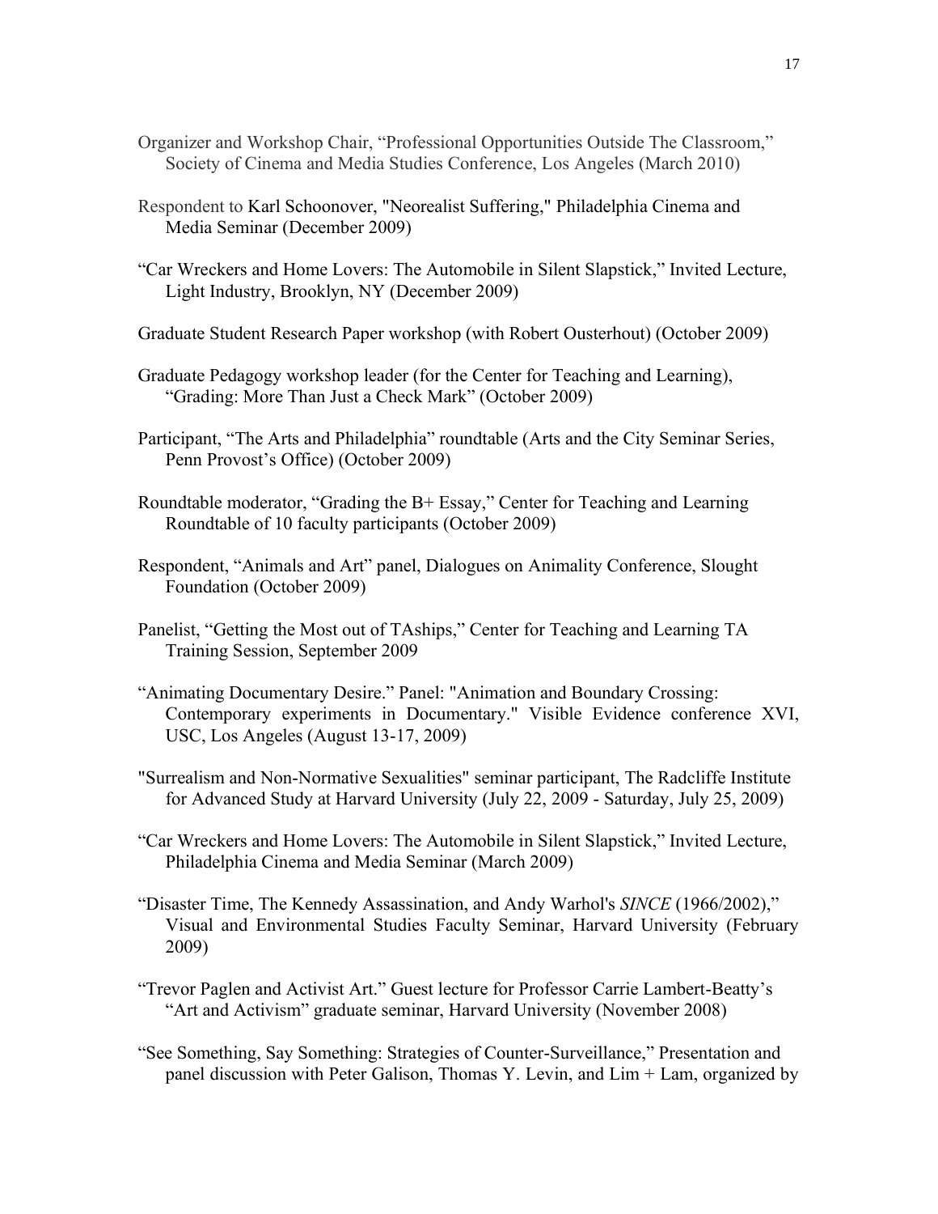Organizer and Workshop Chair, "Professional Opportunities Outside The Classroom," Society of Cinema and Media Studies Conference, Los Angeles (March 2010)

Respondent to Karl Schoonover, "Neorealist Suffering," Philadelphia Cinema and Media Seminar (December 2009)

"Car Wreckers and Home Lovers: The Automobile in Silent Slapstick," Invited Lecture, Light Industry, Brooklyn, NY (December 2009)

Graduate Student Research Paper workshop (with Robert Ousterhout) (October 2009)

Graduate Pedagogy workshop leader (for the Center for Teaching and Learning), "Grading: More Than Just a Check Mark" (October 2009)

Participant, "The Arts and Philadelphia" roundtable (Arts and the City Seminar Series, Penn Provost's Office) (October 2009)

Roundtable moderator, "Grading the B+ Essay," Center for Teaching and Learning Roundtable of 10 faculty participants (October 2009)

Respondent, "Animals and Art" panel, Dialogues on Animality Conference, Slought Foundation (October 2009)

Panelist, "Getting the Most out of TAships," Center for Teaching and Learning TA Training Session, September 2009

"Animating Documentary Desire." Panel: "Animation and Boundary Crossing: Contemporary experiments in Documentary." Visible Evidence conference XVI, USC, Los Angeles (August 13-17, 2009)

"Surrealism and Non-Normative Sexualities" seminar participant, The Radcliffe Institute for Advanced Study at Harvard University (July 22, 2009 - Saturday, July 25, 2009)

"Car Wreckers and Home Lovers: The Automobile in Silent Slapstick," Invited Lecture, Philadelphia Cinema and Media Seminar (March 2009)

"Disaster Time, The Kennedy Assassination, and Andy Warhol's *SINCE* (1966/2002)," Visual and Environmental Studies Faculty Seminar, Harvard University (February 2009)

"Trevor Paglen and Activist Art." Guest lecture for Professor Carrie Lambert-Beatty's "Art and Activism" graduate seminar, Harvard University (November 2008)

"See Something, Say Something: Strategies of Counter-Surveillance," Presentation and panel discussion with Peter Galison, Thomas Y. Levin, and Lim + Lam, organized by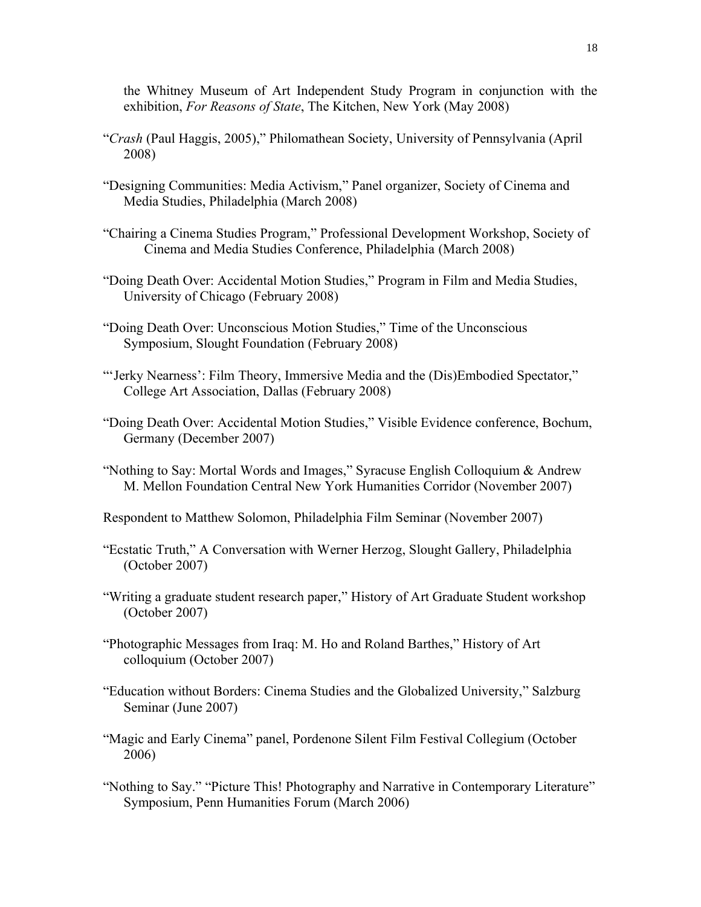the Whitney Museum of Art Independent Study Program in conjunction with the exhibition, *For Reasons of State*, The Kitchen, New York (May 2008)

"*Crash* (Paul Haggis, 2005)," Philomathean Society, University of Pennsylvania (April 2008)

"Designing Communities: Media Activism," Panel organizer, Society of Cinema and Media Studies, Philadelphia (March 2008)

"Chairing a Cinema Studies Program," Professional Development Workshop, Society of Cinema and Media Studies Conference, Philadelphia (March 2008)

"Doing Death Over: Accidental Motion Studies," Program in Film and Media Studies, University of Chicago (February 2008)

"Doing Death Over: Unconscious Motion Studies," Time of the Unconscious Symposium, Slought Foundation (February 2008)

"'Jerky Nearness': Film Theory, Immersive Media and the (Dis)Embodied Spectator," College Art Association, Dallas (February 2008)

"Doing Death Over: Accidental Motion Studies," Visible Evidence conference, Bochum, Germany (December 2007)

"Nothing to Say: Mortal Words and Images," Syracuse English Colloquium & Andrew M. Mellon Foundation Central New York Humanities Corridor (November 2007)

Respondent to Matthew Solomon, Philadelphia Film Seminar (November 2007)

"Ecstatic Truth," A Conversation with Werner Herzog, Slought Gallery, Philadelphia (October 2007)

"Writing a graduate student research paper," History of Art Graduate Student workshop (October 2007)

"Photographic Messages from Iraq: M. Ho and Roland Barthes," History of Art colloquium (October 2007)

"Education without Borders: Cinema Studies and the Globalized University," Salzburg Seminar (June 2007)

"Magic and Early Cinema" panel, Pordenone Silent Film Festival Collegium (October 2006)

"Nothing to Say." "Picture This! Photography and Narrative in Contemporary Literature" Symposium, Penn Humanities Forum (March 2006)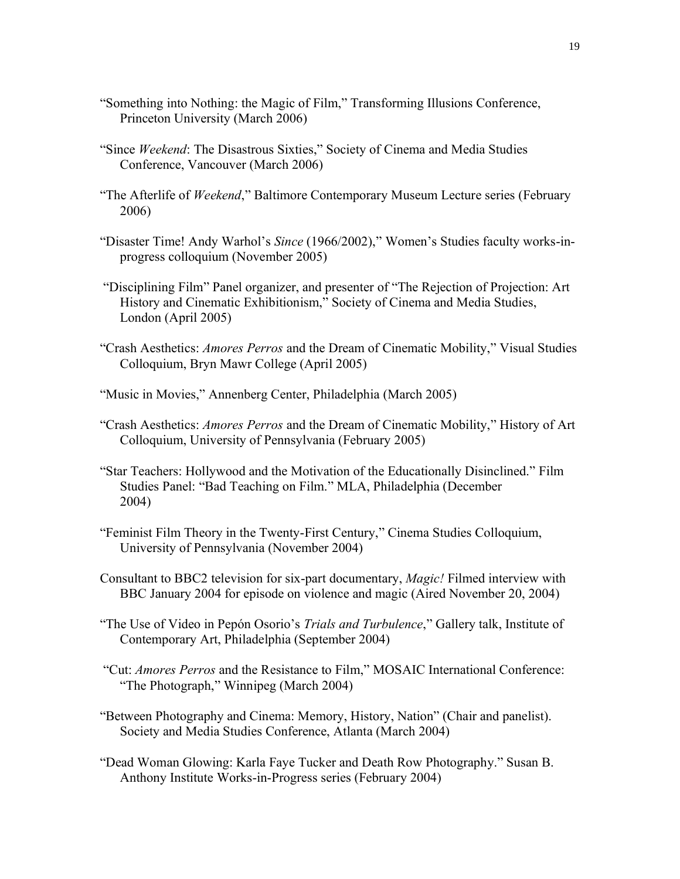"Something into Nothing: the Magic of Film," Transforming Illusions Conference, Princeton University (March 2006)

"Since *Weekend*: The Disastrous Sixties," Society of Cinema and Media Studies Conference, Vancouver (March 2006)

"The Afterlife of *Weekend*," Baltimore Contemporary Museum Lecture series (February 2006)

"Disaster Time! Andy Warhol's *Since* (1966/2002)," Women's Studies faculty works-in-progress colloquium (November 2005)

"Disciplining Film" Panel organizer, and presenter of "The Rejection of Projection: Art History and Cinematic Exhibitionism," Society of Cinema and Media Studies, London (April 2005)

"Crash Aesthetics: *Amores Perros* and the Dream of Cinematic Mobility," Visual Studies Colloquium, Bryn Mawr College (April 2005)

"Music in Movies," Annenberg Center, Philadelphia (March 2005)

"Crash Aesthetics: *Amores Perros* and the Dream of Cinematic Mobility," History of Art Colloquium, University of Pennsylvania (February 2005)

"Star Teachers: Hollywood and the Motivation of the Educationally Disinclined." Film Studies Panel: "Bad Teaching on Film." MLA, Philadelphia (December 2004)

"Feminist Film Theory in the Twenty-First Century," Cinema Studies Colloquium, University of Pennsylvania (November 2004)

Consultant to BBC2 television for six-part documentary, *Magic!* Filmed interview with BBC January 2004 for episode on violence and magic (Aired November 20, 2004)

"The Use of Video in Pepón Osorio's *Trials and Turbulence*," Gallery talk, Institute of Contemporary Art, Philadelphia (September 2004)

"Cut: *Amores Perros* and the Resistance to Film," MOSAIC International Conference: "The Photograph," Winnipeg (March 2004)

"Between Photography and Cinema: Memory, History, Nation" (Chair and panelist). Society and Media Studies Conference, Atlanta (March 2004)

"Dead Woman Glowing: Karla Faye Tucker and Death Row Photography." Susan B. Anthony Institute Works-in-Progress series (February 2004)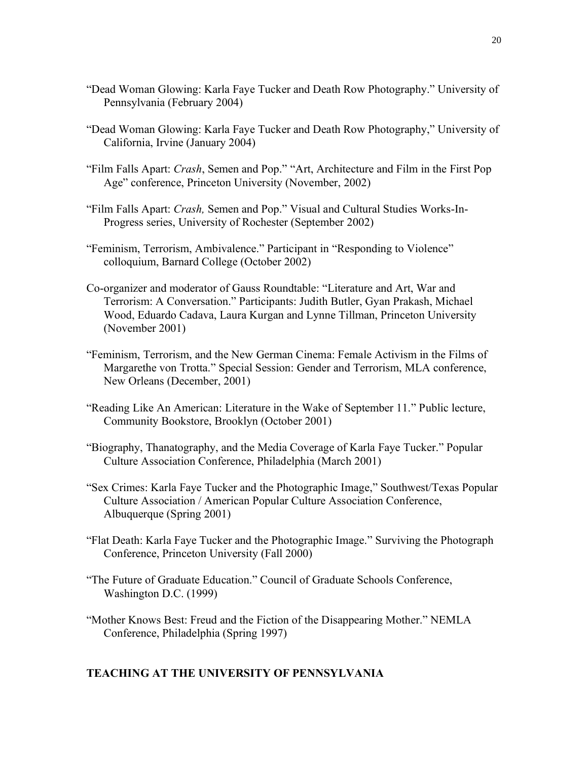"Dead Woman Glowing: Karla Faye Tucker and Death Row Photography." University of Pennsylvania (February 2004)

"Dead Woman Glowing: Karla Faye Tucker and Death Row Photography," University of California, Irvine (January 2004)

"Film Falls Apart: *Crash*, Semen and Pop." "Art, Architecture and Film in the First Pop Age" conference, Princeton University (November, 2002)

"Film Falls Apart: *Crash,* Semen and Pop." Visual and Cultural Studies Works-In-Progress series, University of Rochester (September 2002)

"Feminism, Terrorism, Ambivalence." Participant in "Responding to Violence" colloquium, Barnard College (October 2002)

Co-organizer and moderator of Gauss Roundtable: "Literature and Art, War and Terrorism: A Conversation." Participants: Judith Butler, Gyan Prakash, Michael Wood, Eduardo Cadava, Laura Kurgan and Lynne Tillman, Princeton University (November 2001)

"Feminism, Terrorism, and the New German Cinema: Female Activism in the Films of Margarethe von Trotta." Special Session: Gender and Terrorism, MLA conference, New Orleans (December, 2001)

"Reading Like An American: Literature in the Wake of September 11." Public lecture, Community Bookstore, Brooklyn (October 2001)

"Biography, Thanatography, and the Media Coverage of Karla Faye Tucker." Popular Culture Association Conference, Philadelphia (March 2001)

"Sex Crimes: Karla Faye Tucker and the Photographic Image," Southwest/Texas Popular Culture Association / American Popular Culture Association Conference, Albuquerque (Spring 2001)

"Flat Death: Karla Faye Tucker and the Photographic Image." Surviving the Photograph Conference, Princeton University (Fall 2000)

"The Future of Graduate Education." Council of Graduate Schools Conference, Washington D.C. (1999)

"Mother Knows Best: Freud and the Fiction of the Disappearing Mother." NEMLA Conference, Philadelphia (Spring 1997)

## TEACHING AT THE UNIVERSITY OF PENNSYLVANIA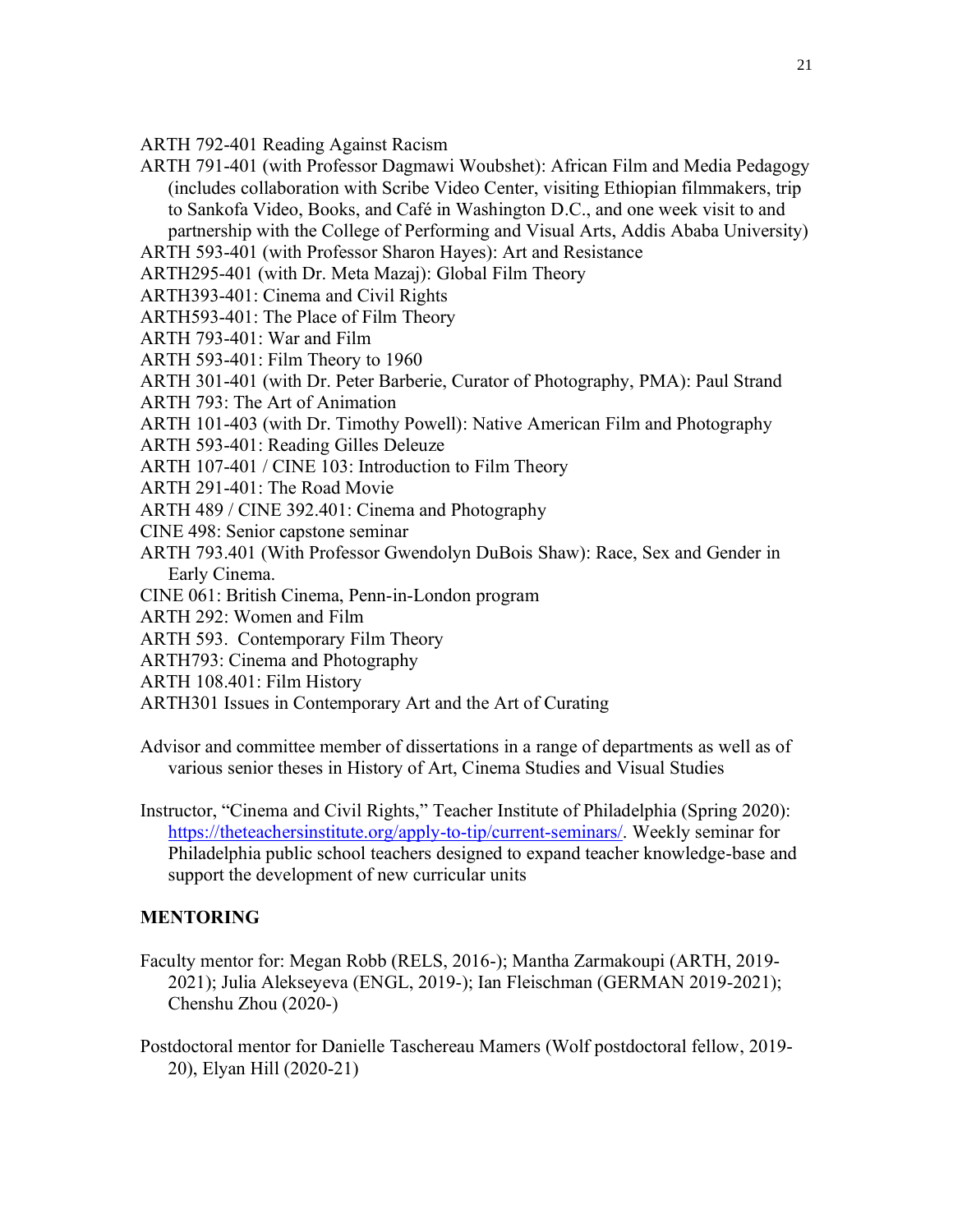ARTH 792-401 Reading Against Racism

ARTH 791-401 (with Professor Dagmawi Woubshet): African Film and Media Pedagogy (includes collaboration with Scribe Video Center, visiting Ethiopian filmmakers, trip to Sankofa Video, Books, and Café in Washington D.C., and one week visit to and partnership with the College of Performing and Visual Arts, Addis Ababa University)

ARTH 593-401 (with Professor Sharon Hayes): Art and Resistance

ARTH295-401 (with Dr. Meta Mazaj): Global Film Theory

ARTH393-401: Cinema and Civil Rights

ARTH593-401: The Place of Film Theory

ARTH 793-401: War and Film

ARTH 593-401: Film Theory to 1960

ARTH 301-401 (with Dr. Peter Barberie, Curator of Photography, PMA): Paul Strand

ARTH 793: The Art of Animation

ARTH 101-403 (with Dr. Timothy Powell): Native American Film and Photography

ARTH 593-401: Reading Gilles Deleuze

ARTH 107-401 / CINE 103: Introduction to Film Theory

ARTH 291-401: The Road Movie

ARTH 489 / CINE 392.401: Cinema and Photography

CINE 498: Senior capstone seminar

ARTH 793.401 (With Professor Gwendolyn DuBois Shaw): Race, Sex and Gender in Early Cinema.

CINE 061: British Cinema, Penn-in-London program

ARTH 292: Women and Film

ARTH 593. Contemporary Film Theory

ARTH793: Cinema and Photography

ARTH 108.401: Film History

ARTH301 Issues in Contemporary Art and the Art of Curating

Advisor and committee member of dissertations in a range of departments as well as of various senior theses in History of Art, Cinema Studies and Visual Studies

Instructor, "Cinema and Civil Rights," Teacher Institute of Philadelphia (Spring 2020): https://theteachersinstitute.org/apply-to-tip/current-seminars/. Weekly seminar for Philadelphia public school teachers designed to expand teacher knowledge-base and support the development of new curricular units

**MENTORING**

Faculty mentor for: Megan Robb (RELS, 2016-); Mantha Zarmakoupi (ARTH, 2019-2021); Julia Alekseyeva (ENGL, 2019-); Ian Fleischman (GERMAN 2019-2021); Chenshu Zhou (2020-)

Postdoctoral mentor for Danielle Taschereau Mamers (Wolf postdoctoral fellow, 2019-20), Elyan Hill (2020-21)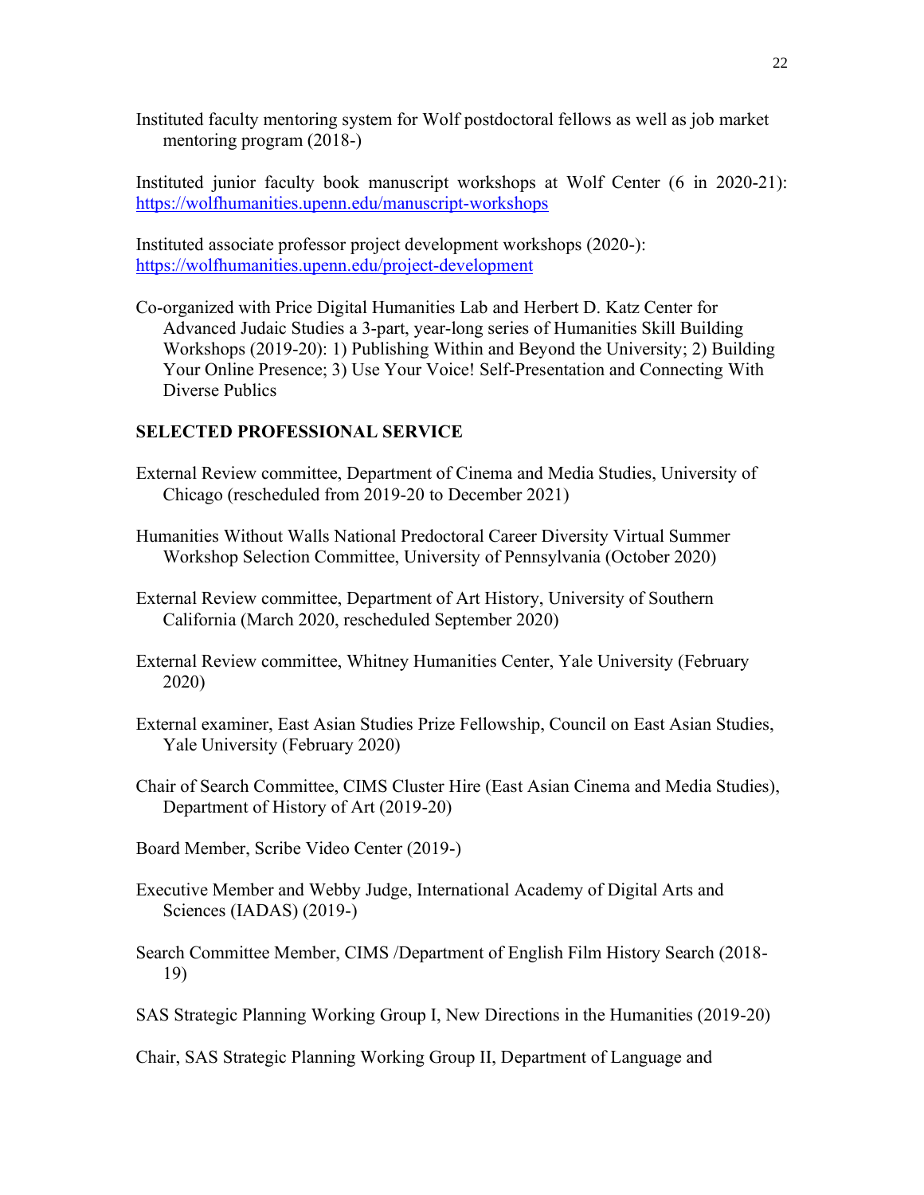Instituted faculty mentoring system for Wolf postdoctoral fellows as well as job market mentoring program (2018-)

Instituted junior faculty book manuscript workshops at Wolf Center (6 in 2020-21): https://wolfhumanities.upenn.edu/manuscript-workshops

Instituted associate professor project development workshops (2020-): https://wolfhumanities.upenn.edu/project-development

Co-organized with Price Digital Humanities Lab and Herbert D. Katz Center for Advanced Judaic Studies a 3-part, year-long series of Humanities Skill Building Workshops (2019-20): 1) Publishing Within and Beyond the University; 2) Building Your Online Presence; 3) Use Your Voice! Self-Presentation and Connecting With Diverse Publics

## SELECTED PROFESSIONAL SERVICE

External Review committee, Department of Cinema and Media Studies, University of Chicago (rescheduled from 2019-20 to December 2021)

Humanities Without Walls National Predoctoral Career Diversity Virtual Summer Workshop Selection Committee, University of Pennsylvania (October 2020)

External Review committee, Department of Art History, University of Southern California (March 2020, rescheduled September 2020)

External Review committee, Whitney Humanities Center, Yale University (February 2020)

External examiner, East Asian Studies Prize Fellowship, Council on East Asian Studies, Yale University (February 2020)

Chair of Search Committee, CIMS Cluster Hire (East Asian Cinema and Media Studies), Department of History of Art (2019-20)

Board Member, Scribe Video Center (2019-)

Executive Member and Webby Judge, International Academy of Digital Arts and Sciences (IADAS) (2019-)

Search Committee Member, CIMS /Department of English Film History Search (2018-19)

SAS Strategic Planning Working Group I, New Directions in the Humanities (2019-20)

Chair, SAS Strategic Planning Working Group II, Department of Language and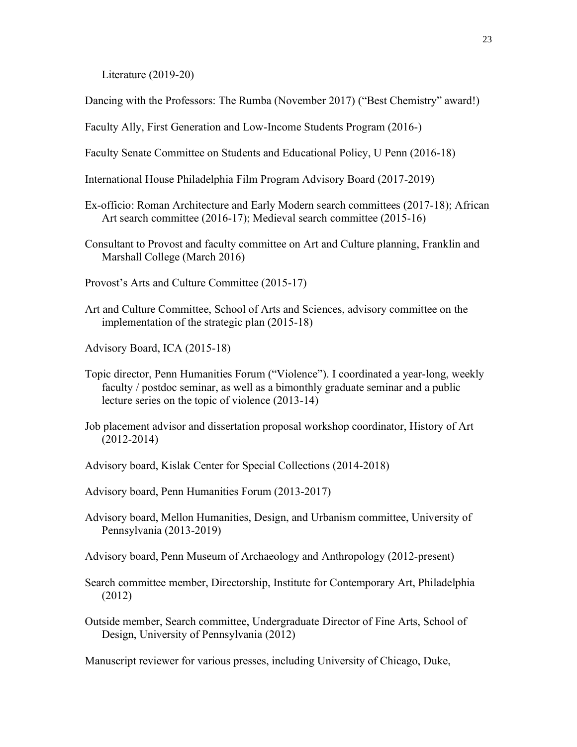Literature (2019-20)

Dancing with the Professors: The Rumba (November 2017) ("Best Chemistry" award!)

Faculty Ally, First Generation and Low-Income Students Program (2016-)

Faculty Senate Committee on Students and Educational Policy, U Penn (2016-18)

International House Philadelphia Film Program Advisory Board (2017-2019)

Ex-officio: Roman Architecture and Early Modern search committees (2017-18); African Art search committee (2016-17); Medieval search committee (2015-16)

Consultant to Provost and faculty committee on Art and Culture planning, Franklin and Marshall College (March 2016)

Provost's Arts and Culture Committee (2015-17)

Art and Culture Committee, School of Arts and Sciences, advisory committee on the implementation of the strategic plan (2015-18)

Advisory Board, ICA (2015-18)

Topic director, Penn Humanities Forum ("Violence"). I coordinated a year-long, weekly faculty / postdoc seminar, as well as a bimonthly graduate seminar and a public lecture series on the topic of violence (2013-14)

Job placement advisor and dissertation proposal workshop coordinator, History of Art (2012-2014)

Advisory board, Kislak Center for Special Collections (2014-2018)

Advisory board, Penn Humanities Forum (2013-2017)

Advisory board, Mellon Humanities, Design, and Urbanism committee, University of Pennsylvania (2013-2019)

Advisory board, Penn Museum of Archaeology and Anthropology (2012-present)

Search committee member, Directorship, Institute for Contemporary Art, Philadelphia (2012)

Outside member, Search committee, Undergraduate Director of Fine Arts, School of Design, University of Pennsylvania (2012)

Manuscript reviewer for various presses, including University of Chicago, Duke,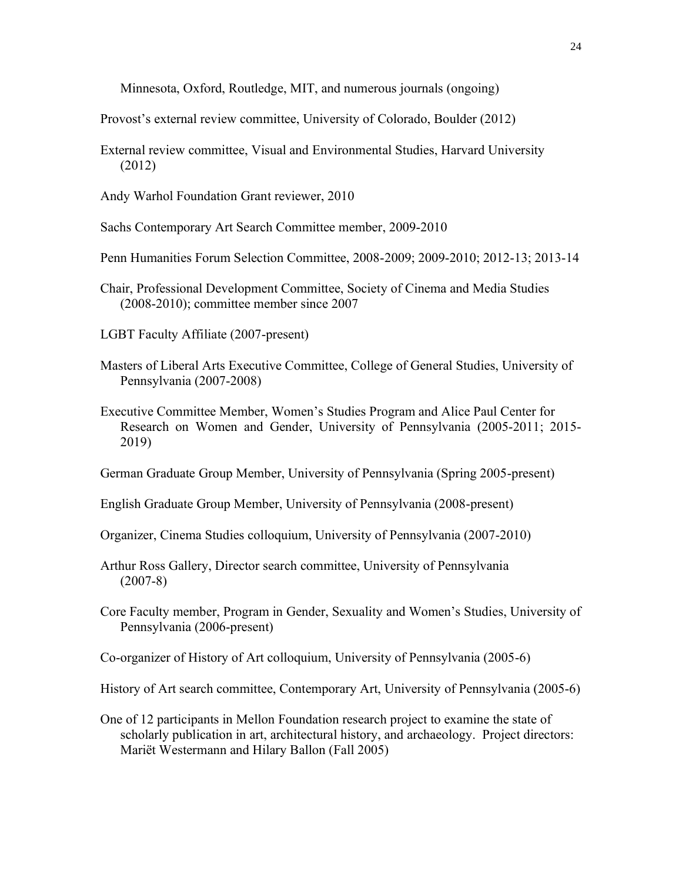Minnesota, Oxford, Routledge, MIT, and numerous journals (ongoing)

Provost's external review committee, University of Colorado, Boulder (2012)

External review committee, Visual and Environmental Studies, Harvard University (2012)

Andy Warhol Foundation Grant reviewer, 2010

Sachs Contemporary Art Search Committee member, 2009-2010

Penn Humanities Forum Selection Committee, 2008-2009; 2009-2010; 2012-13; 2013-14

Chair, Professional Development Committee, Society of Cinema and Media Studies (2008-2010); committee member since 2007

LGBT Faculty Affiliate (2007-present)

Masters of Liberal Arts Executive Committee, College of General Studies, University of Pennsylvania (2007-2008)

Executive Committee Member, Women's Studies Program and Alice Paul Center for Research on Women and Gender, University of Pennsylvania (2005-2011; 2015-2019)

German Graduate Group Member, University of Pennsylvania (Spring 2005-present)

English Graduate Group Member, University of Pennsylvania (2008-present)

Organizer, Cinema Studies colloquium, University of Pennsylvania (2007-2010)

Arthur Ross Gallery, Director search committee, University of Pennsylvania (2007-8)

Core Faculty member, Program in Gender, Sexuality and Women's Studies, University of Pennsylvania (2006-present)

Co-organizer of History of Art colloquium, University of Pennsylvania (2005-6)

History of Art search committee, Contemporary Art, University of Pennsylvania (2005-6)

One of 12 participants in Mellon Foundation research project to examine the state of scholarly publication in art, architectural history, and archaeology. Project directors: Mariët Westermann and Hilary Ballon (Fall 2005)